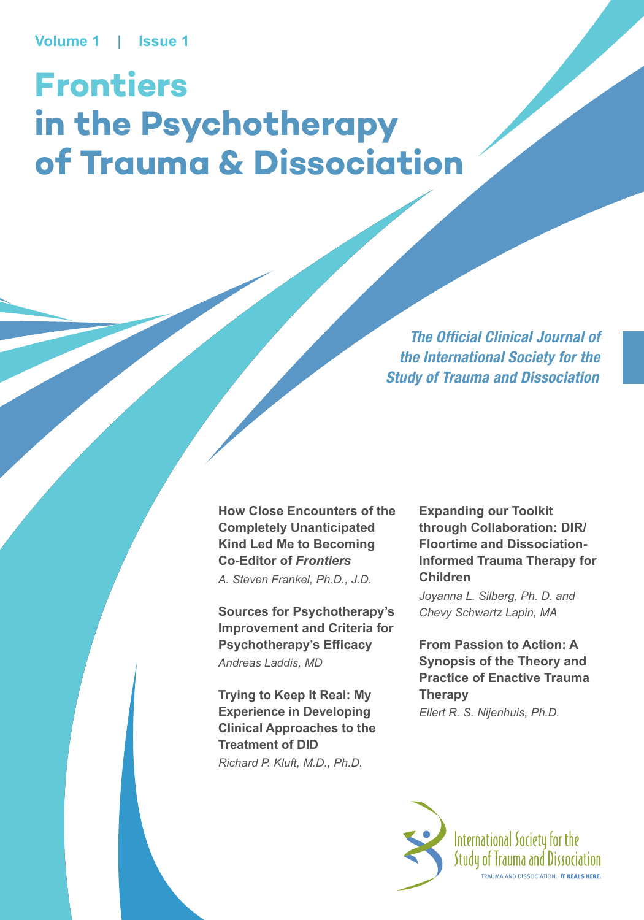Volume 1 | Issue 1

# Frontiers in the Psychotherapy of Trauma & Dissociation

*The Official Clinical Journal of the International Society for the Study of Trauma and Dissociation*

**How Close Encounters of the Completely Unanticipated Kind Led Me to Becoming Co-Editor of *Frontiers***
*A. Steven Frankel, Ph.D., J.D.*

**Sources for Psychotherapy's Improvement and Criteria for Psychotherapy's Efficacy**
*Andreas Laddis, MD*

**Trying to Keep It Real: My Experience in Developing Clinical Approaches to the Treatment of DID**
*Richard P. Kluft, M.D., Ph.D.*

**Expanding our Toolkit through Collaboration: DIR/Floortime and Dissociation-Informed Trauma Therapy for Children**
*Joyanna L. Silberg, Ph. D. and Chevy Schwartz Lapin, MA*

**From Passion to Action: A Synopsis of the Theory and Practice of Enactive Trauma Therapy**
*Ellert R. S. Nijenhuis, Ph.D.*

International Society for the Study of Trauma and Dissociation
TRAUMA AND DISSOCIATION. IT HEALS HERE.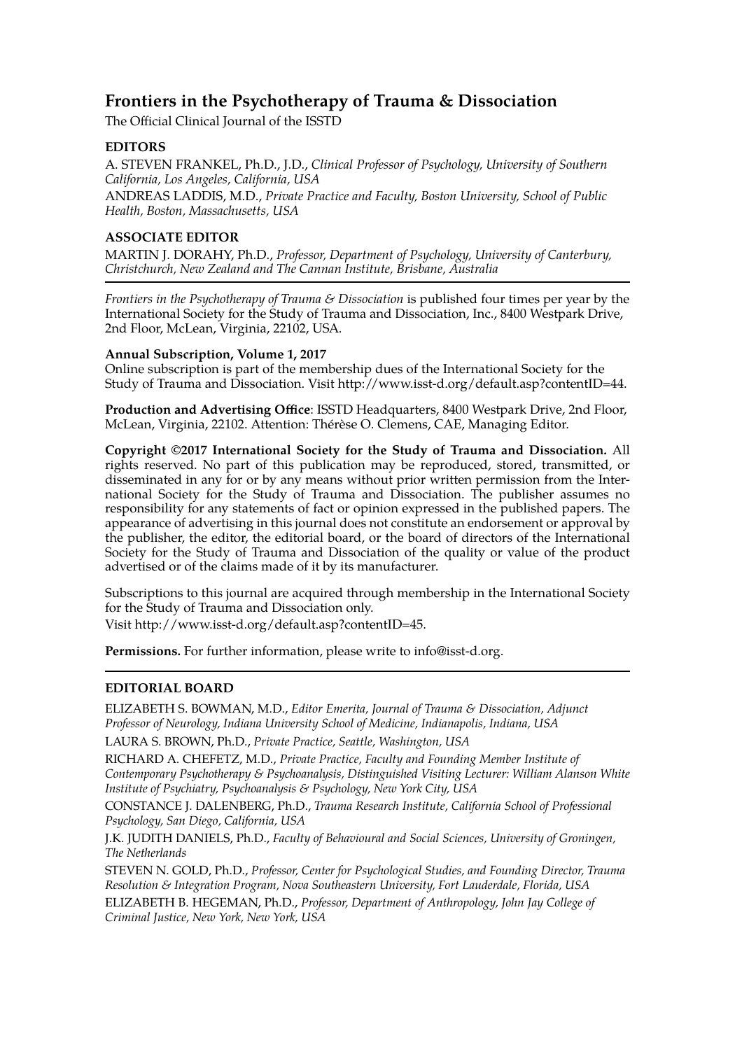# Frontiers in the Psychotherapy of Trauma & Dissociation

The Official Clinical Journal of the ISSTD

### EDITORS

A. STEVEN FRANKEL, Ph.D., J.D., *Clinical Professor of Psychology, University of Southern California, Los Angeles, California, USA*

ANDREAS LADDIS, M.D., *Private Practice and Faculty, Boston University, School of Public Health, Boston, Massachusetts, USA*

### ASSOCIATE EDITOR

MARTIN J. DORAHY, Ph.D., *Professor, Department of Psychology, University of Canterbury, Christchurch, New Zealand and The Cannan Institute, Brisbane, Australia*

---

*Frontiers in the Psychotherapy of Trauma & Dissociation* is published four times per year by the International Society for the Study of Trauma and Dissociation, Inc., 8400 Westpark Drive, 2nd Floor, McLean, Virginia, 22102, USA.

**Annual Subscription, Volume 1, 2017**
Online subscription is part of the membership dues of the International Society for the Study of Trauma and Dissociation. Visit http://www.isst-d.org/default.asp?contentID=44.

**Production and Advertising Office**: ISSTD Headquarters, 8400 Westpark Drive, 2nd Floor, McLean, Virginia, 22102. Attention: Thérèse O. Clemens, CAE, Managing Editor.

**Copyright ©2017 International Society for the Study of Trauma and Dissociation.** All rights reserved. No part of this publication may be reproduced, stored, transmitted, or disseminated in any for or by any means without prior written permission from the International Society for the Study of Trauma and Dissociation. The publisher assumes no responsibility for any statements of fact or opinion expressed in the published papers. The appearance of advertising in this journal does not constitute an endorsement or approval by the publisher, the editor, the editorial board, or the board of directors of the International Society for the Study of Trauma and Dissociation of the quality or value of the product advertised or of the claims made of it by its manufacturer.

Subscriptions to this journal are acquired through membership in the International Society for the Study of Trauma and Dissociation only.
Visit http://www.isst-d.org/default.asp?contentID=45.

**Permissions.** For further information, please write to info@isst-d.org.

---

### EDITORIAL BOARD

ELIZABETH S. BOWMAN, M.D., *Editor Emerita, Journal of Trauma & Dissociation, Adjunct Professor of Neurology, Indiana University School of Medicine, Indianapolis, Indiana, USA*

LAURA S. BROWN, Ph.D., *Private Practice, Seattle, Washington, USA*

RICHARD A. CHEFETZ, M.D., *Private Practice, Faculty and Founding Member Institute of Contemporary Psychotherapy & Psychoanalysis, Distinguished Visiting Lecturer: William Alanson White Institute of Psychiatry, Psychoanalysis & Psychology, New York City, USA*

CONSTANCE J. DALENBERG, Ph.D., *Trauma Research Institute, California School of Professional Psychology, San Diego, California, USA*

J.K. JUDITH DANIELS, Ph.D., *Faculty of Behavioural and Social Sciences, University of Groningen, The Netherlands*

STEVEN N. GOLD, Ph.D., *Professor, Center for Psychological Studies, and Founding Director, Trauma Resolution & Integration Program, Nova Southeastern University, Fort Lauderdale, Florida, USA*

ELIZABETH B. HEGEMAN, Ph.D., *Professor, Department of Anthropology, John Jay College of Criminal Justice, New York, New York, USA*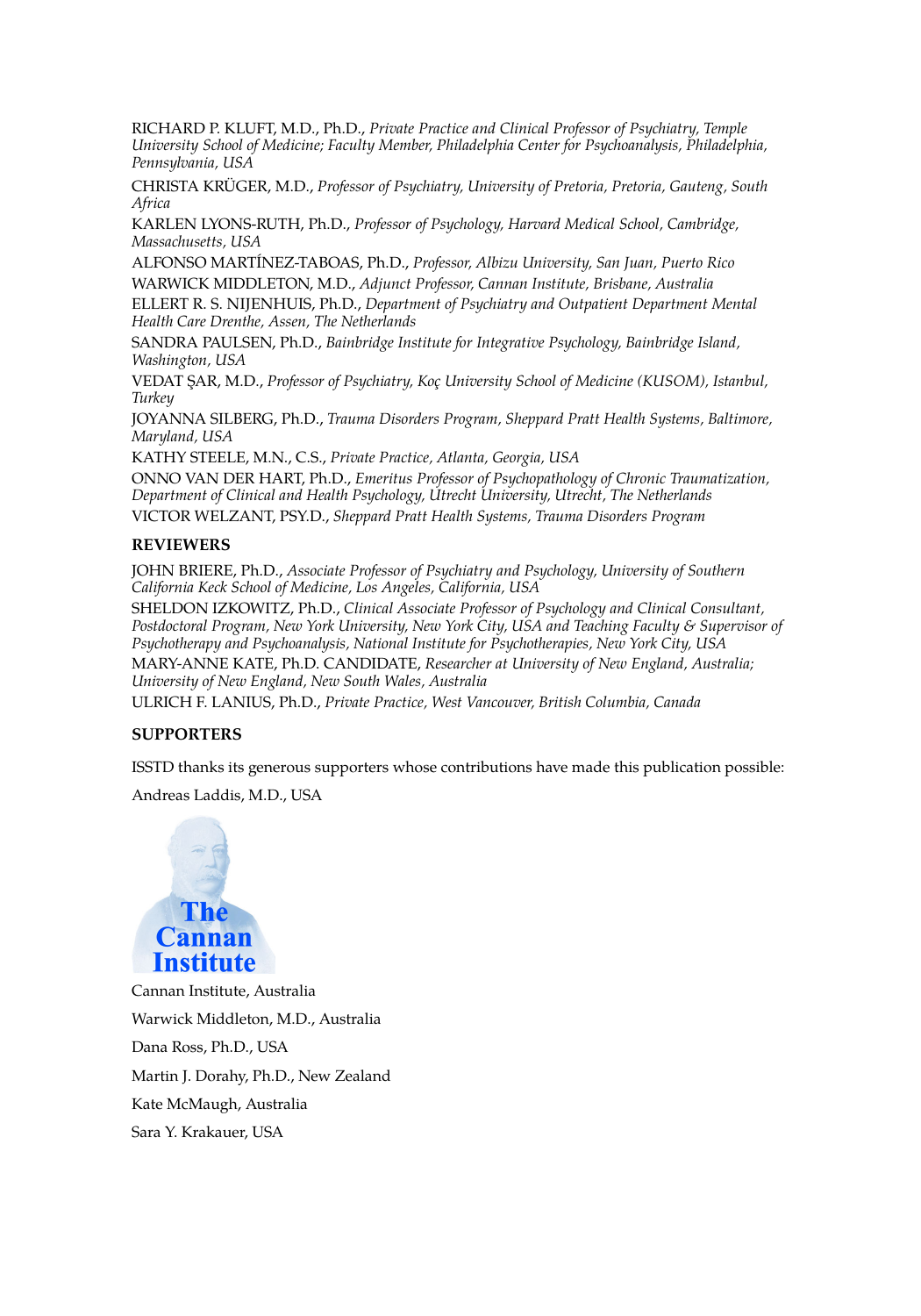RICHARD P. KLUFT, M.D., Ph.D., *Private Practice and Clinical Professor of Psychiatry, Temple University School of Medicine; Faculty Member, Philadelphia Center for Psychoanalysis, Philadelphia, Pennsylvania, USA*

CHRISTA KRÜGER, M.D., *Professor of Psychiatry, University of Pretoria, Pretoria, Gauteng, South Africa*

KARLEN LYONS-RUTH, Ph.D., *Professor of Psychology, Harvard Medical School, Cambridge, Massachusetts, USA*

ALFONSO MARTÍNEZ-TABOAS, Ph.D., *Professor, Albizu University, San Juan, Puerto Rico*

WARWICK MIDDLETON, M.D., *Adjunct Professor, Cannan Institute, Brisbane, Australia*

ELLERT R. S. NIJENHUIS, Ph.D., *Department of Psychiatry and Outpatient Department Mental Health Care Drenthe, Assen, The Netherlands*

SANDRA PAULSEN, Ph.D., *Bainbridge Institute for Integrative Psychology, Bainbridge Island, Washington, USA*

VEDAT ŞAR, M.D., *Professor of Psychiatry, Koç University School of Medicine (KUSOM), Istanbul, Turkey*

JOYANNA SILBERG, Ph.D., *Trauma Disorders Program, Sheppard Pratt Health Systems, Baltimore, Maryland, USA*

KATHY STEELE, M.N., C.S., *Private Practice, Atlanta, Georgia, USA*

ONNO VAN DER HART, Ph.D., *Emeritus Professor of Psychopathology of Chronic Traumatization, Department of Clinical and Health Psychology, Utrecht University, Utrecht, The Netherlands*

VICTOR WELZANT, PSY.D., *Sheppard Pratt Health Systems, Trauma Disorders Program*

## REVIEWERS

JOHN BRIERE, Ph.D., *Associate Professor of Psychiatry and Psychology, University of Southern California Keck School of Medicine, Los Angeles, California, USA*

SHELDON IZKOWITZ, Ph.D., *Clinical Associate Professor of Psychology and Clinical Consultant, Postdoctoral Program, New York University, New York City, USA and Teaching Faculty & Supervisor of Psychotherapy and Psychoanalysis, National Institute for Psychotherapies, New York City, USA*

MARY-ANNE KATE, Ph.D. CANDIDATE, *Researcher at University of New England, Australia; University of New England, New South Wales, Australia*

ULRICH F. LANIUS, Ph.D., *Private Practice, West Vancouver, British Columbia, Canada*

## SUPPORTERS

ISSTD thanks its generous supporters whose contributions have made this publication possible:

Andreas Laddis, M.D., USA

The Cannan Institute

Cannan Institute, Australia

Warwick Middleton, M.D., Australia

Dana Ross, Ph.D., USA

Martin J. Dorahy, Ph.D., New Zealand

Kate McMaugh, Australia

Sara Y. Krakauer, USA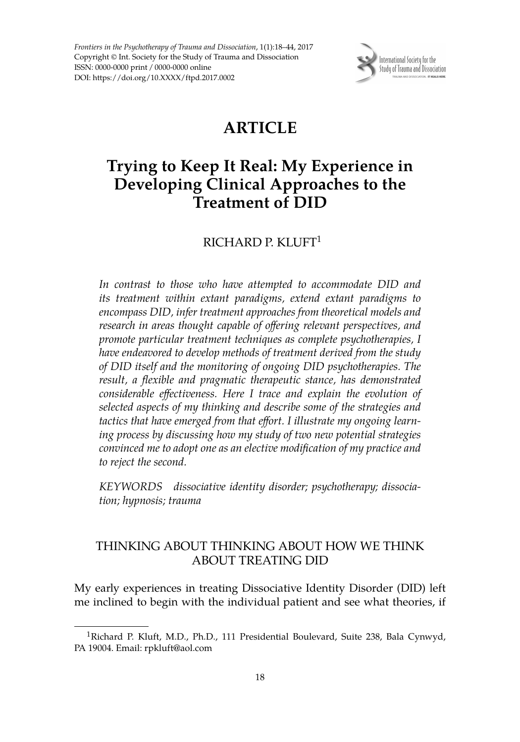# ARTICLE

# Trying to Keep It Real: My Experience in Developing Clinical Approaches to the Treatment of DID

RICHARD P. KLUFT[1]

*In contrast to those who have attempted to accommodate DID and its treatment within extant paradigms, extend extant paradigms to encompass DID, infer treatment approaches from theoretical models and research in areas thought capable of offering relevant perspectives, and promote particular treatment techniques as complete psychotherapies, I have endeavored to develop methods of treatment derived from the study of DID itself and the monitoring of ongoing DID psychotherapies. The result, a flexible and pragmatic therapeutic stance, has demonstrated considerable effectiveness. Here I trace and explain the evolution of selected aspects of my thinking and describe some of the strategies and tactics that have emerged from that effort. I illustrate my ongoing learning process by discussing how my study of two new potential strategies convinced me to adopt one as an elective modification of my practice and to reject the second.*

*KEYWORDS dissociative identity disorder; psychotherapy; dissociation; hypnosis; trauma*

## THINKING ABOUT THINKING ABOUT HOW WE THINK ABOUT TREATING DID

My early experiences in treating Dissociative Identity Disorder (DID) left me inclined to begin with the individual patient and see what theories, if

[1]Richard P. Kluft, M.D., Ph.D., 111 Presidential Boulevard, Suite 238, Bala Cynwyd, PA 19004. Email: rpkluft@aol.com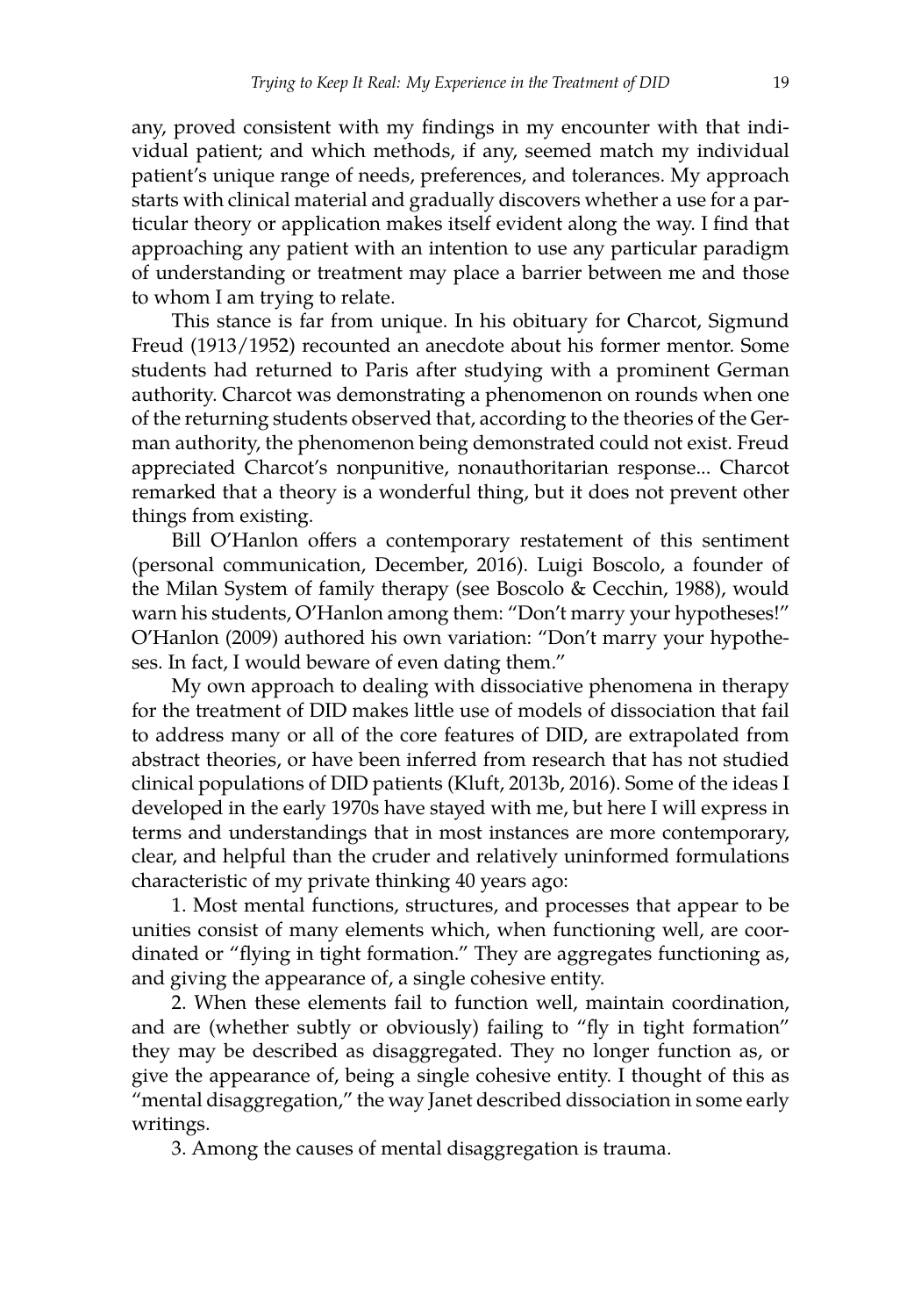any, proved consistent with my findings in my encounter with that individual patient; and which methods, if any, seemed match my individual patient's unique range of needs, preferences, and tolerances. My approach starts with clinical material and gradually discovers whether a use for a particular theory or application makes itself evident along the way. I find that approaching any patient with an intention to use any particular paradigm of understanding or treatment may place a barrier between me and those to whom I am trying to relate.

This stance is far from unique. In his obituary for Charcot, Sigmund Freud (1913/1952) recounted an anecdote about his former mentor. Some students had returned to Paris after studying with a prominent German authority. Charcot was demonstrating a phenomenon on rounds when one of the returning students observed that, according to the theories of the German authority, the phenomenon being demonstrated could not exist. Freud appreciated Charcot's nonpunitive, nonauthoritarian response... Charcot remarked that a theory is a wonderful thing, but it does not prevent other things from existing.

Bill O'Hanlon offers a contemporary restatement of this sentiment (personal communication, December, 2016). Luigi Boscolo, a founder of the Milan System of family therapy (see Boscolo & Cecchin, 1988), would warn his students, O'Hanlon among them: "Don't marry your hypotheses!" O'Hanlon (2009) authored his own variation: "Don't marry your hypotheses. In fact, I would beware of even dating them."

My own approach to dealing with dissociative phenomena in therapy for the treatment of DID makes little use of models of dissociation that fail to address many or all of the core features of DID, are extrapolated from abstract theories, or have been inferred from research that has not studied clinical populations of DID patients (Kluft, 2013b, 2016). Some of the ideas I developed in the early 1970s have stayed with me, but here I will express in terms and understandings that in most instances are more contemporary, clear, and helpful than the cruder and relatively uninformed formulations characteristic of my private thinking 40 years ago:

1. Most mental functions, structures, and processes that appear to be unities consist of many elements which, when functioning well, are coordinated or "flying in tight formation." They are aggregates functioning as, and giving the appearance of, a single cohesive entity.

2. When these elements fail to function well, maintain coordination, and are (whether subtly or obviously) failing to "fly in tight formation" they may be described as disaggregated. They no longer function as, or give the appearance of, being a single cohesive entity. I thought of this as "mental disaggregation," the way Janet described dissociation in some early writings.

3. Among the causes of mental disaggregation is trauma.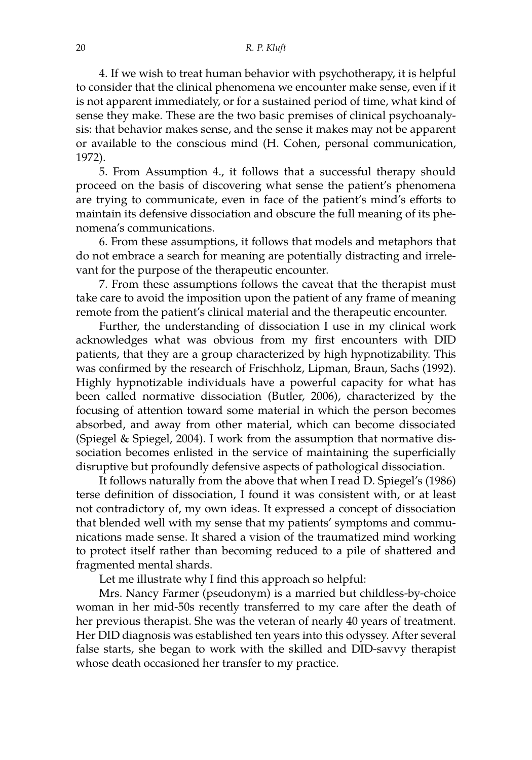4. If we wish to treat human behavior with psychotherapy, it is helpful to consider that the clinical phenomena we encounter make sense, even if it is not apparent immediately, or for a sustained period of time, what kind of sense they make. These are the two basic premises of clinical psychoanalysis: that behavior makes sense, and the sense it makes may not be apparent or available to the conscious mind (H. Cohen, personal communication, 1972).

5. From Assumption 4., it follows that a successful therapy should proceed on the basis of discovering what sense the patient's phenomena are trying to communicate, even in face of the patient's mind's efforts to maintain its defensive dissociation and obscure the full meaning of its phenomena's communications.

6. From these assumptions, it follows that models and metaphors that do not embrace a search for meaning are potentially distracting and irrelevant for the purpose of the therapeutic encounter.

7. From these assumptions follows the caveat that the therapist must take care to avoid the imposition upon the patient of any frame of meaning remote from the patient's clinical material and the therapeutic encounter.

Further, the understanding of dissociation I use in my clinical work acknowledges what was obvious from my first encounters with DID patients, that they are a group characterized by high hypnotizability. This was confirmed by the research of Frischholz, Lipman, Braun, Sachs (1992). Highly hypnotizable individuals have a powerful capacity for what has been called normative dissociation (Butler, 2006), characterized by the focusing of attention toward some material in which the person becomes absorbed, and away from other material, which can become dissociated (Spiegel & Spiegel, 2004). I work from the assumption that normative dissociation becomes enlisted in the service of maintaining the superficially disruptive but profoundly defensive aspects of pathological dissociation.

It follows naturally from the above that when I read D. Spiegel's (1986) terse definition of dissociation, I found it was consistent with, or at least not contradictory of, my own ideas. It expressed a concept of dissociation that blended well with my sense that my patients' symptoms and communications made sense. It shared a vision of the traumatized mind working to protect itself rather than becoming reduced to a pile of shattered and fragmented mental shards.

Let me illustrate why I find this approach so helpful:

Mrs. Nancy Farmer (pseudonym) is a married but childless-by-choice woman in her mid-50s recently transferred to my care after the death of her previous therapist. She was the veteran of nearly 40 years of treatment. Her DID diagnosis was established ten years into this odyssey. After several false starts, she began to work with the skilled and DID-savvy therapist whose death occasioned her transfer to my practice.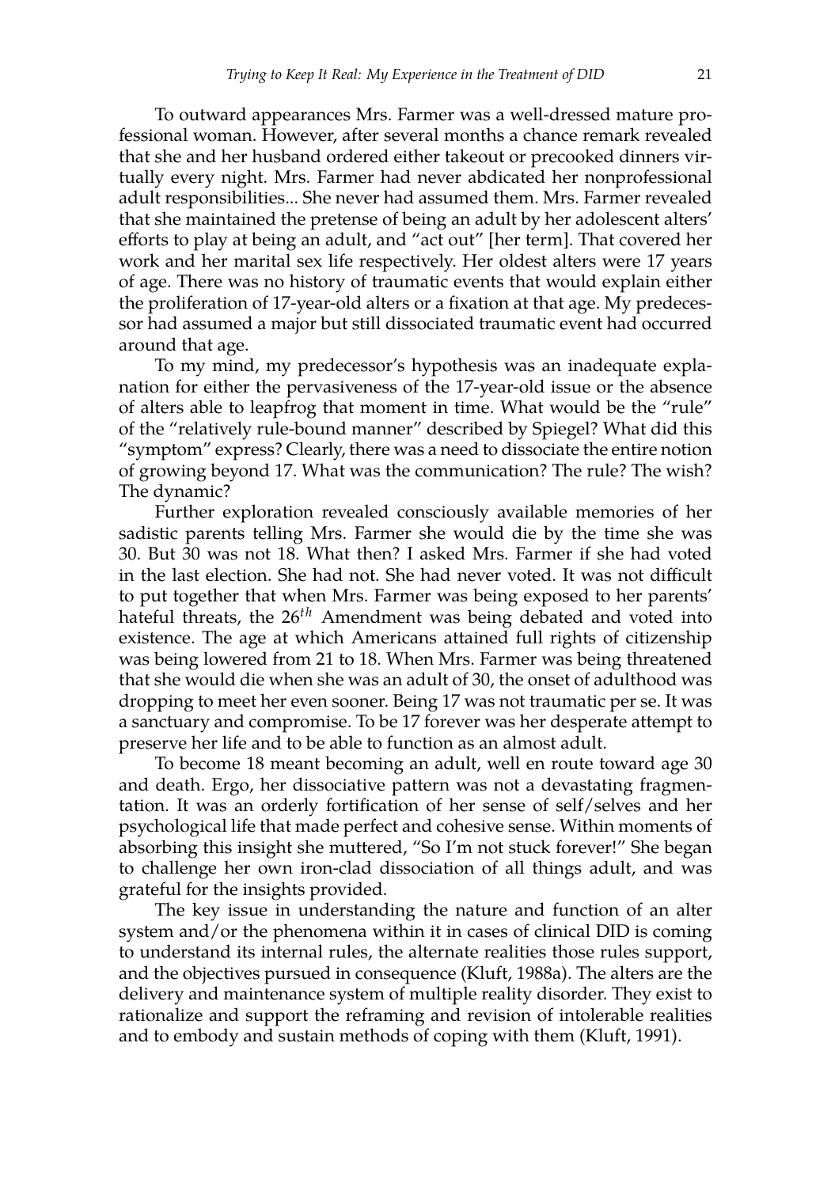To outward appearances Mrs. Farmer was a well-dressed mature professional woman. However, after several months a chance remark revealed that she and her husband ordered either takeout or precooked dinners virtually every night. Mrs. Farmer had never abdicated her nonprofessional adult responsibilities... She never had assumed them. Mrs. Farmer revealed that she maintained the pretense of being an adult by her adolescent alters' efforts to play at being an adult, and "act out" [her term]. That covered her work and her marital sex life respectively. Her oldest alters were 17 years of age. There was no history of traumatic events that would explain either the proliferation of 17-year-old alters or a fixation at that age. My predecessor had assumed a major but still dissociated traumatic event had occurred around that age.

To my mind, my predecessor's hypothesis was an inadequate explanation for either the pervasiveness of the 17-year-old issue or the absence of alters able to leapfrog that moment in time. What would be the "rule" of the "relatively rule-bound manner" described by Spiegel? What did this "symptom" express? Clearly, there was a need to dissociate the entire notion of growing beyond 17. What was the communication? The rule? The wish? The dynamic?

Further exploration revealed consciously available memories of her sadistic parents telling Mrs. Farmer she would die by the time she was 30. But 30 was not 18. What then? I asked Mrs. Farmer if she had voted in the last election. She had not. She had never voted. It was not difficult to put together that when Mrs. Farmer was being exposed to her parents' hateful threats, the 26th Amendment was being debated and voted into existence. The age at which Americans attained full rights of citizenship was being lowered from 21 to 18. When Mrs. Farmer was being threatened that she would die when she was an adult of 30, the onset of adulthood was dropping to meet her even sooner. Being 17 was not traumatic per se. It was a sanctuary and compromise. To be 17 forever was her desperate attempt to preserve her life and to be able to function as an almost adult.

To become 18 meant becoming an adult, well en route toward age 30 and death. Ergo, her dissociative pattern was not a devastating fragmentation. It was an orderly fortification of her sense of self/selves and her psychological life that made perfect and cohesive sense. Within moments of absorbing this insight she muttered, "So I'm not stuck forever!" She began to challenge her own iron-clad dissociation of all things adult, and was grateful for the insights provided.

The key issue in understanding the nature and function of an alter system and/or the phenomena within it in cases of clinical DID is coming to understand its internal rules, the alternate realities those rules support, and the objectives pursued in consequence (Kluft, 1988a). The alters are the delivery and maintenance system of multiple reality disorder. They exist to rationalize and support the reframing and revision of intolerable realities and to embody and sustain methods of coping with them (Kluft, 1991).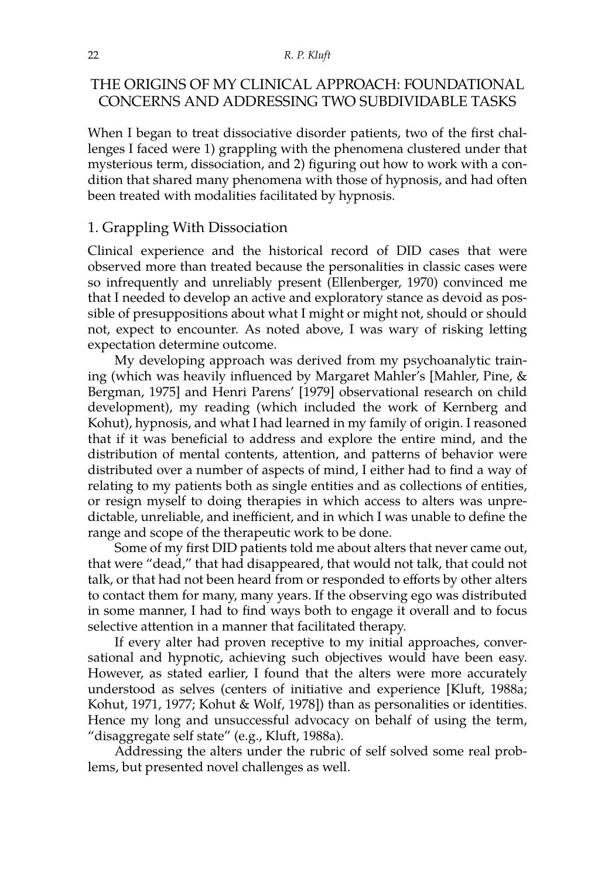## THE ORIGINS OF MY CLINICAL APPROACH: FOUNDATIONAL CONCERNS AND ADDRESSING TWO SUBDIVIDABLE TASKS

When I began to treat dissociative disorder patients, two of the first challenges I faced were 1) grappling with the phenomena clustered under that mysterious term, dissociation, and 2) figuring out how to work with a condition that shared many phenomena with those of hypnosis, and had often been treated with modalities facilitated by hypnosis.

### 1. Grappling With Dissociation

Clinical experience and the historical record of DID cases that were observed more than treated because the personalities in classic cases were so infrequently and unreliably present (Ellenberger, 1970) convinced me that I needed to develop an active and exploratory stance as devoid as possible of presuppositions about what I might or might not, should or should not, expect to encounter. As noted above, I was wary of risking letting expectation determine outcome.

My developing approach was derived from my psychoanalytic training (which was heavily influenced by Margaret Mahler's [Mahler, Pine, & Bergman, 1975] and Henri Parens' [1979] observational research on child development), my reading (which included the work of Kernberg and Kohut), hypnosis, and what I had learned in my family of origin. I reasoned that if it was beneficial to address and explore the entire mind, and the distribution of mental contents, attention, and patterns of behavior were distributed over a number of aspects of mind, I either had to find a way of relating to my patients both as single entities and as collections of entities, or resign myself to doing therapies in which access to alters was unpredictable, unreliable, and inefficient, and in which I was unable to define the range and scope of the therapeutic work to be done.

Some of my first DID patients told me about alters that never came out, that were "dead," that had disappeared, that would not talk, that could not talk, or that had not been heard from or responded to efforts by other alters to contact them for many, many years. If the observing ego was distributed in some manner, I had to find ways both to engage it overall and to focus selective attention in a manner that facilitated therapy.

If every alter had proven receptive to my initial approaches, conversational and hypnotic, achieving such objectives would have been easy. However, as stated earlier, I found that the alters were more accurately understood as selves (centers of initiative and experience [Kluft, 1988a; Kohut, 1971, 1977; Kohut & Wolf, 1978]) than as personalities or identities. Hence my long and unsuccessful advocacy on behalf of using the term, "disaggregate self state" (e.g., Kluft, 1988a).

Addressing the alters under the rubric of self solved some real problems, but presented novel challenges as well.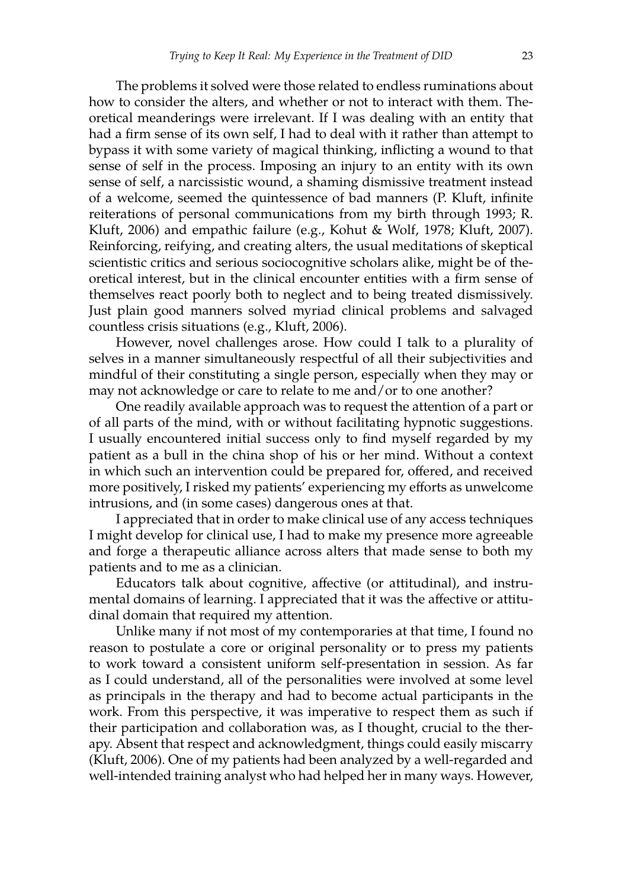The problems it solved were those related to endless ruminations about how to consider the alters, and whether or not to interact with them. Theoretical meanderings were irrelevant. If I was dealing with an entity that had a firm sense of its own self, I had to deal with it rather than attempt to bypass it with some variety of magical thinking, inflicting a wound to that sense of self in the process. Imposing an injury to an entity with its own sense of self, a narcissistic wound, a shaming dismissive treatment instead of a welcome, seemed the quintessence of bad manners (P. Kluft, infinite reiterations of personal communications from my birth through 1993; R. Kluft, 2006) and empathic failure (e.g., Kohut & Wolf, 1978; Kluft, 2007). Reinforcing, reifying, and creating alters, the usual meditations of skeptical scientistic critics and serious sociocognitive scholars alike, might be of theoretical interest, but in the clinical encounter entities with a firm sense of themselves react poorly both to neglect and to being treated dismissively. Just plain good manners solved myriad clinical problems and salvaged countless crisis situations (e.g., Kluft, 2006).

However, novel challenges arose. How could I talk to a plurality of selves in a manner simultaneously respectful of all their subjectivities and mindful of their constituting a single person, especially when they may or may not acknowledge or care to relate to me and/or to one another?

One readily available approach was to request the attention of a part or of all parts of the mind, with or without facilitating hypnotic suggestions. I usually encountered initial success only to find myself regarded by my patient as a bull in the china shop of his or her mind. Without a context in which such an intervention could be prepared for, offered, and received more positively, I risked my patients' experiencing my efforts as unwelcome intrusions, and (in some cases) dangerous ones at that.

I appreciated that in order to make clinical use of any access techniques I might develop for clinical use, I had to make my presence more agreeable and forge a therapeutic alliance across alters that made sense to both my patients and to me as a clinician.

Educators talk about cognitive, affective (or attitudinal), and instrumental domains of learning. I appreciated that it was the affective or attitudinal domain that required my attention.

Unlike many if not most of my contemporaries at that time, I found no reason to postulate a core or original personality or to press my patients to work toward a consistent uniform self-presentation in session. As far as I could understand, all of the personalities were involved at some level as principals in the therapy and had to become actual participants in the work. From this perspective, it was imperative to respect them as such if their participation and collaboration was, as I thought, crucial to the therapy. Absent that respect and acknowledgment, things could easily miscarry (Kluft, 2006). One of my patients had been analyzed by a well-regarded and well-intended training analyst who had helped her in many ways. However,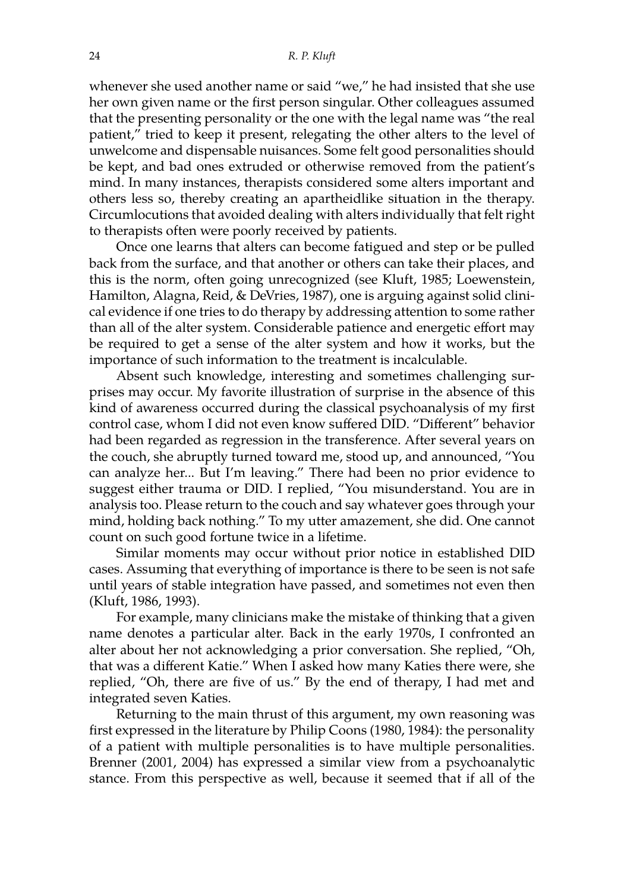whenever she used another name or said "we," he had insisted that she use her own given name or the first person singular. Other colleagues assumed that the presenting personality or the one with the legal name was "the real patient," tried to keep it present, relegating the other alters to the level of unwelcome and dispensable nuisances. Some felt good personalities should be kept, and bad ones extruded or otherwise removed from the patient's mind. In many instances, therapists considered some alters important and others less so, thereby creating an apartheidlike situation in the therapy. Circumlocutions that avoided dealing with alters individually that felt right to therapists often were poorly received by patients.

Once one learns that alters can become fatigued and step or be pulled back from the surface, and that another or others can take their places, and this is the norm, often going unrecognized (see Kluft, 1985; Loewenstein, Hamilton, Alagna, Reid, & DeVries, 1987), one is arguing against solid clinical evidence if one tries to do therapy by addressing attention to some rather than all of the alter system. Considerable patience and energetic effort may be required to get a sense of the alter system and how it works, but the importance of such information to the treatment is incalculable.

Absent such knowledge, interesting and sometimes challenging surprises may occur. My favorite illustration of surprise in the absence of this kind of awareness occurred during the classical psychoanalysis of my first control case, whom I did not even know suffered DID. "Different" behavior had been regarded as regression in the transference. After several years on the couch, she abruptly turned toward me, stood up, and announced, "You can analyze her... But I'm leaving." There had been no prior evidence to suggest either trauma or DID. I replied, "You misunderstand. You are in analysis too. Please return to the couch and say whatever goes through your mind, holding back nothing." To my utter amazement, she did. One cannot count on such good fortune twice in a lifetime.

Similar moments may occur without prior notice in established DID cases. Assuming that everything of importance is there to be seen is not safe until years of stable integration have passed, and sometimes not even then (Kluft, 1986, 1993).

For example, many clinicians make the mistake of thinking that a given name denotes a particular alter. Back in the early 1970s, I confronted an alter about her not acknowledging a prior conversation. She replied, "Oh, that was a different Katie." When I asked how many Katies there were, she replied, "Oh, there are five of us." By the end of therapy, I had met and integrated seven Katies.

Returning to the main thrust of this argument, my own reasoning was first expressed in the literature by Philip Coons (1980, 1984): the personality of a patient with multiple personalities is to have multiple personalities. Brenner (2001, 2004) has expressed a similar view from a psychoanalytic stance. From this perspective as well, because it seemed that if all of the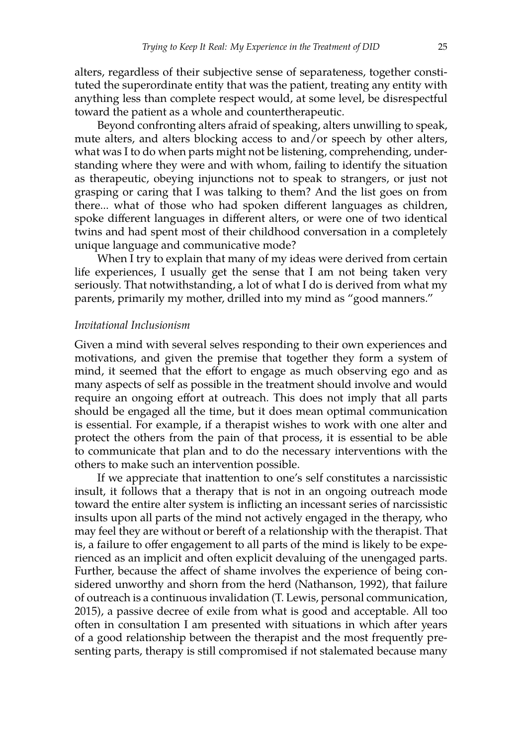alters, regardless of their subjective sense of separateness, together constituted the superordinate entity that was the patient, treating any entity with anything less than complete respect would, at some level, be disrespectful toward the patient as a whole and countertherapeutic.

Beyond confronting alters afraid of speaking, alters unwilling to speak, mute alters, and alters blocking access to and/or speech by other alters, what was I to do when parts might not be listening, comprehending, understanding where they were and with whom, failing to identify the situation as therapeutic, obeying injunctions not to speak to strangers, or just not grasping or caring that I was talking to them? And the list goes on from there... what of those who had spoken different languages as children, spoke different languages in different alters, or were one of two identical twins and had spent most of their childhood conversation in a completely unique language and communicative mode?

When I try to explain that many of my ideas were derived from certain life experiences, I usually get the sense that I am not being taken very seriously. That notwithstanding, a lot of what I do is derived from what my parents, primarily my mother, drilled into my mind as "good manners."

### *Invitational Inclusionism*

Given a mind with several selves responding to their own experiences and motivations, and given the premise that together they form a system of mind, it seemed that the effort to engage as much observing ego and as many aspects of self as possible in the treatment should involve and would require an ongoing effort at outreach. This does not imply that all parts should be engaged all the time, but it does mean optimal communication is essential. For example, if a therapist wishes to work with one alter and protect the others from the pain of that process, it is essential to be able to communicate that plan and to do the necessary interventions with the others to make such an intervention possible.

If we appreciate that inattention to one's self constitutes a narcissistic insult, it follows that a therapy that is not in an ongoing outreach mode toward the entire alter system is inflicting an incessant series of narcissistic insults upon all parts of the mind not actively engaged in the therapy, who may feel they are without or bereft of a relationship with the therapist. That is, a failure to offer engagement to all parts of the mind is likely to be experienced as an implicit and often explicit devaluing of the unengaged parts. Further, because the affect of shame involves the experience of being considered unworthy and shorn from the herd (Nathanson, 1992), that failure of outreach is a continuous invalidation (T. Lewis, personal communication, 2015), a passive decree of exile from what is good and acceptable. All too often in consultation I am presented with situations in which after years of a good relationship between the therapist and the most frequently presenting parts, therapy is still compromised if not stalemated because many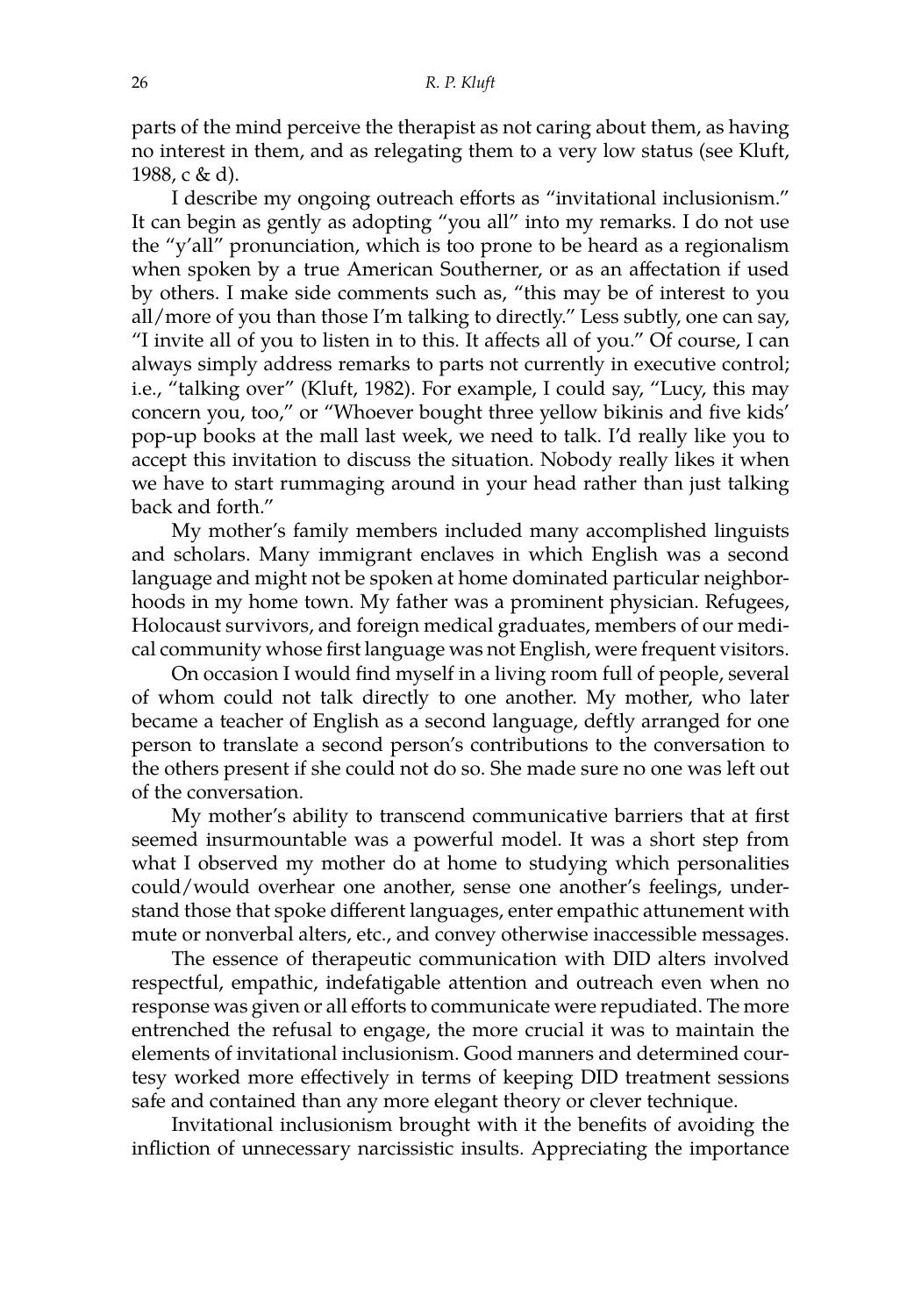parts of the mind perceive the therapist as not caring about them, as having no interest in them, and as relegating them to a very low status (see Kluft, 1988, c & d).

I describe my ongoing outreach efforts as "invitational inclusionism." It can begin as gently as adopting "you all" into my remarks. I do not use the "y'all" pronunciation, which is too prone to be heard as a regionalism when spoken by a true American Southerner, or as an affectation if used by others. I make side comments such as, "this may be of interest to you all/more of you than those I'm talking to directly." Less subtly, one can say, "I invite all of you to listen in to this. It affects all of you." Of course, I can always simply address remarks to parts not currently in executive control; i.e., "talking over" (Kluft, 1982). For example, I could say, "Lucy, this may concern you, too," or "Whoever bought three yellow bikinis and five kids' pop-up books at the mall last week, we need to talk. I'd really like you to accept this invitation to discuss the situation. Nobody really likes it when we have to start rummaging around in your head rather than just talking back and forth."

My mother's family members included many accomplished linguists and scholars. Many immigrant enclaves in which English was a second language and might not be spoken at home dominated particular neighborhoods in my home town. My father was a prominent physician. Refugees, Holocaust survivors, and foreign medical graduates, members of our medical community whose first language was not English, were frequent visitors.

On occasion I would find myself in a living room full of people, several of whom could not talk directly to one another. My mother, who later became a teacher of English as a second language, deftly arranged for one person to translate a second person's contributions to the conversation to the others present if she could not do so. She made sure no one was left out of the conversation.

My mother's ability to transcend communicative barriers that at first seemed insurmountable was a powerful model. It was a short step from what I observed my mother do at home to studying which personalities could/would overhear one another, sense one another's feelings, understand those that spoke different languages, enter empathic attunement with mute or nonverbal alters, etc., and convey otherwise inaccessible messages.

The essence of therapeutic communication with DID alters involved respectful, empathic, indefatigable attention and outreach even when no response was given or all efforts to communicate were repudiated. The more entrenched the refusal to engage, the more crucial it was to maintain the elements of invitational inclusionism. Good manners and determined courtesy worked more effectively in terms of keeping DID treatment sessions safe and contained than any more elegant theory or clever technique.

Invitational inclusionism brought with it the benefits of avoiding the infliction of unnecessary narcissistic insults. Appreciating the importance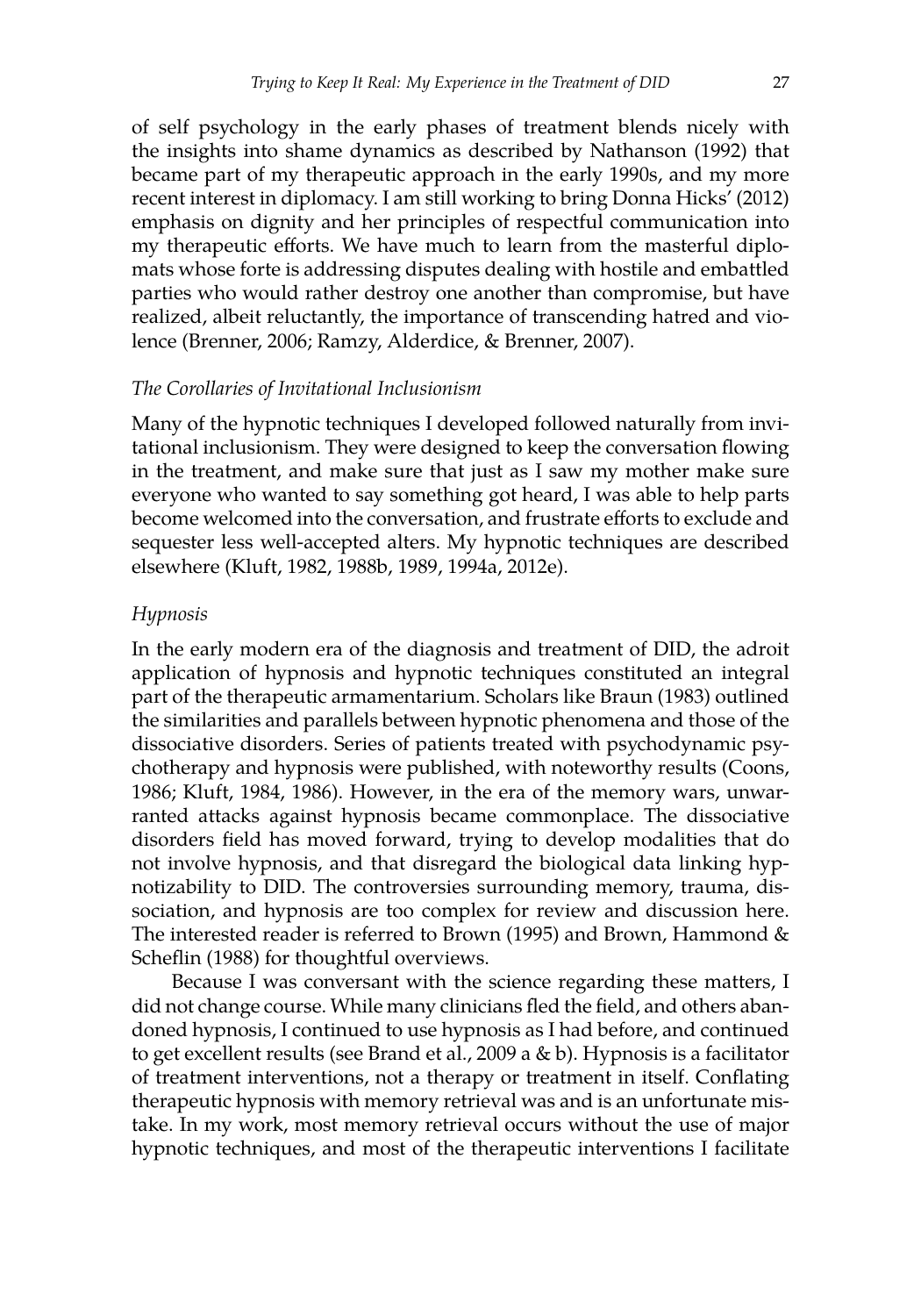of self psychology in the early phases of treatment blends nicely with the insights into shame dynamics as described by Nathanson (1992) that became part of my therapeutic approach in the early 1990s, and my more recent interest in diplomacy. I am still working to bring Donna Hicks' (2012) emphasis on dignity and her principles of respectful communication into my therapeutic efforts. We have much to learn from the masterful diplomats whose forte is addressing disputes dealing with hostile and embattled parties who would rather destroy one another than compromise, but have realized, albeit reluctantly, the importance of transcending hatred and violence (Brenner, 2006; Ramzy, Alderdice, & Brenner, 2007).

### *The Corollaries of Invitational Inclusionism*

Many of the hypnotic techniques I developed followed naturally from invitational inclusionism. They were designed to keep the conversation flowing in the treatment, and make sure that just as I saw my mother make sure everyone who wanted to say something got heard, I was able to help parts become welcomed into the conversation, and frustrate efforts to exclude and sequester less well-accepted alters. My hypnotic techniques are described elsewhere (Kluft, 1982, 1988b, 1989, 1994a, 2012e).

### *Hypnosis*

In the early modern era of the diagnosis and treatment of DID, the adroit application of hypnosis and hypnotic techniques constituted an integral part of the therapeutic armamentarium. Scholars like Braun (1983) outlined the similarities and parallels between hypnotic phenomena and those of the dissociative disorders. Series of patients treated with psychodynamic psychotherapy and hypnosis were published, with noteworthy results (Coons, 1986; Kluft, 1984, 1986). However, in the era of the memory wars, unwarranted attacks against hypnosis became commonplace. The dissociative disorders field has moved forward, trying to develop modalities that do not involve hypnosis, and that disregard the biological data linking hypnotizability to DID. The controversies surrounding memory, trauma, dissociation, and hypnosis are too complex for review and discussion here. The interested reader is referred to Brown (1995) and Brown, Hammond & Scheflin (1988) for thoughtful overviews.

Because I was conversant with the science regarding these matters, I did not change course. While many clinicians fled the field, and others abandoned hypnosis, I continued to use hypnosis as I had before, and continued to get excellent results (see Brand et al., 2009 a & b). Hypnosis is a facilitator of treatment interventions, not a therapy or treatment in itself. Conflating therapeutic hypnosis with memory retrieval was and is an unfortunate mistake. In my work, most memory retrieval occurs without the use of major hypnotic techniques, and most of the therapeutic interventions I facilitate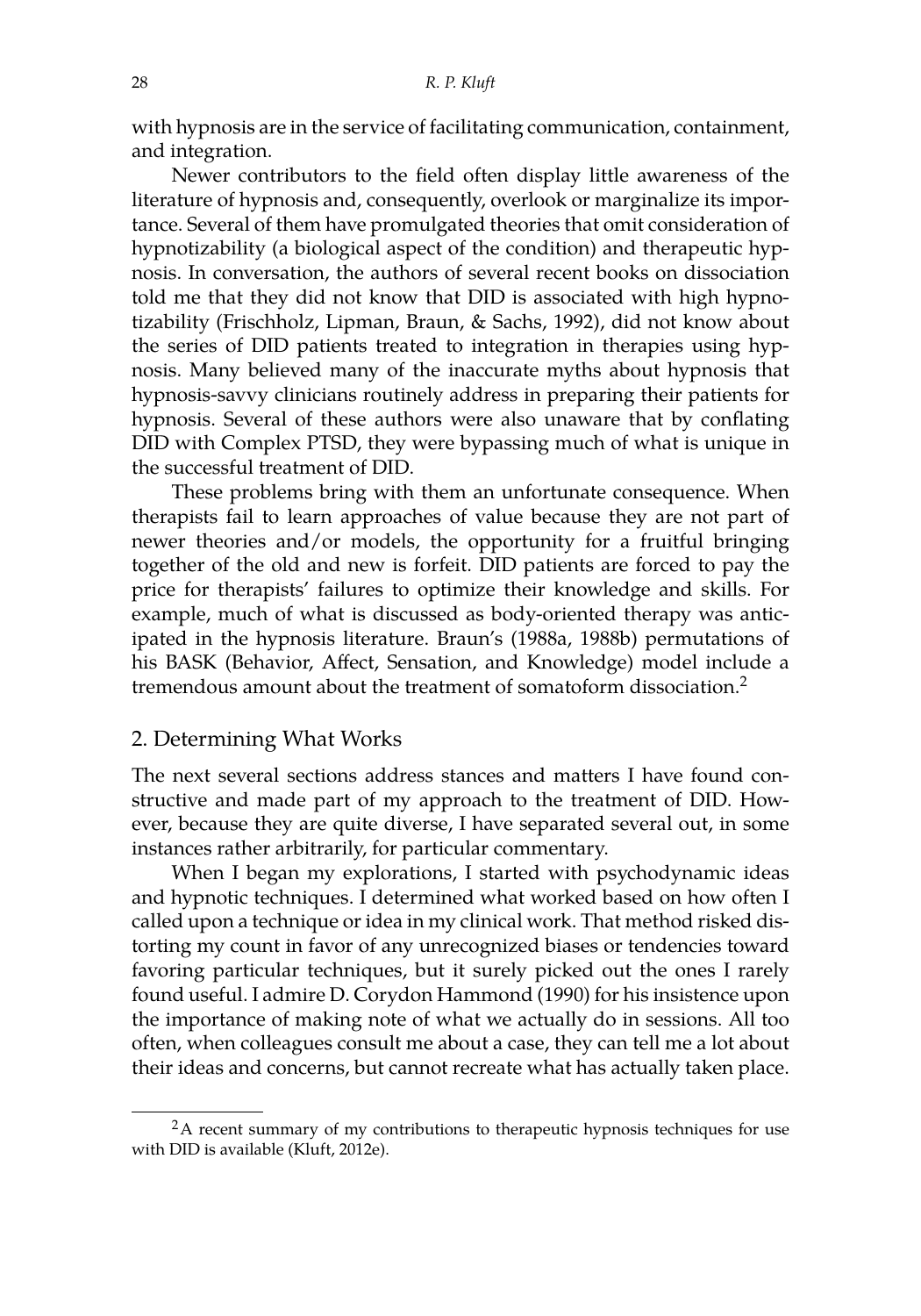with hypnosis are in the service of facilitating communication, containment, and integration.

Newer contributors to the field often display little awareness of the literature of hypnosis and, consequently, overlook or marginalize its importance. Several of them have promulgated theories that omit consideration of hypnotizability (a biological aspect of the condition) and therapeutic hypnosis. In conversation, the authors of several recent books on dissociation told me that they did not know that DID is associated with high hypnotizability (Frischholz, Lipman, Braun, & Sachs, 1992), did not know about the series of DID patients treated to integration in therapies using hypnosis. Many believed many of the inaccurate myths about hypnosis that hypnosis-savvy clinicians routinely address in preparing their patients for hypnosis. Several of these authors were also unaware that by conflating DID with Complex PTSD, they were bypassing much of what is unique in the successful treatment of DID.

These problems bring with them an unfortunate consequence. When therapists fail to learn approaches of value because they are not part of newer theories and/or models, the opportunity for a fruitful bringing together of the old and new is forfeit. DID patients are forced to pay the price for therapists' failures to optimize their knowledge and skills. For example, much of what is discussed as body-oriented therapy was anticipated in the hypnosis literature. Braun's (1988a, 1988b) permutations of his BASK (Behavior, Affect, Sensation, and Knowledge) model include a tremendous amount about the treatment of somatoform dissociation.[2]

## 2. Determining What Works

The next several sections address stances and matters I have found constructive and made part of my approach to the treatment of DID. However, because they are quite diverse, I have separated several out, in some instances rather arbitrarily, for particular commentary.

When I began my explorations, I started with psychodynamic ideas and hypnotic techniques. I determined what worked based on how often I called upon a technique or idea in my clinical work. That method risked distorting my count in favor of any unrecognized biases or tendencies toward favoring particular techniques, but it surely picked out the ones I rarely found useful. I admire D. Corydon Hammond (1990) for his insistence upon the importance of making note of what we actually do in sessions. All too often, when colleagues consult me about a case, they can tell me a lot about their ideas and concerns, but cannot recreate what has actually taken place.

[2] A recent summary of my contributions to therapeutic hypnosis techniques for use with DID is available (Kluft, 2012e).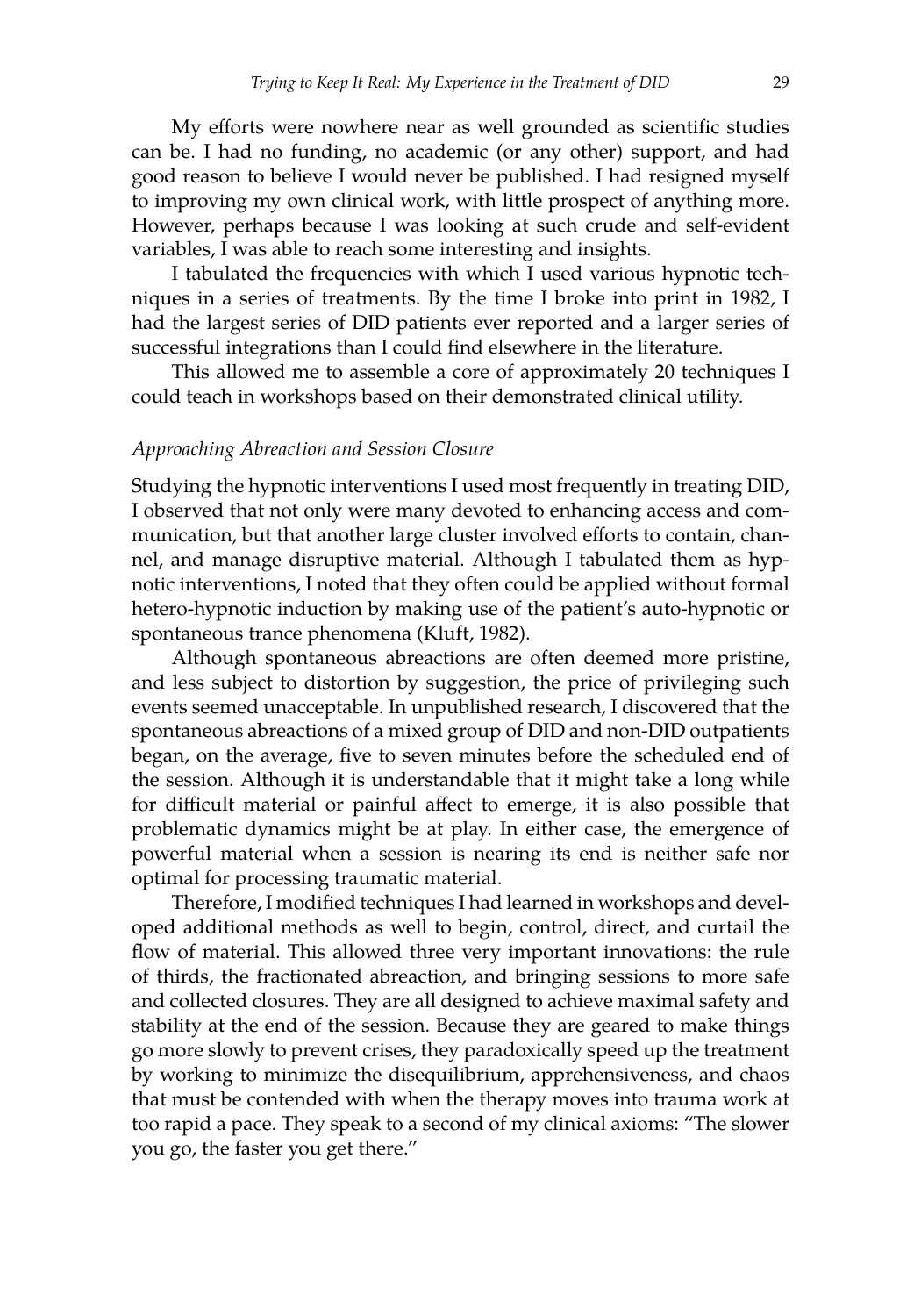My efforts were nowhere near as well grounded as scientific studies can be. I had no funding, no academic (or any other) support, and had good reason to believe I would never be published. I had resigned myself to improving my own clinical work, with little prospect of anything more. However, perhaps because I was looking at such crude and self-evident variables, I was able to reach some interesting and insights.

I tabulated the frequencies with which I used various hypnotic techniques in a series of treatments. By the time I broke into print in 1982, I had the largest series of DID patients ever reported and a larger series of successful integrations than I could find elsewhere in the literature.

This allowed me to assemble a core of approximately 20 techniques I could teach in workshops based on their demonstrated clinical utility.

### *Approaching Abreaction and Session Closure*

Studying the hypnotic interventions I used most frequently in treating DID, I observed that not only were many devoted to enhancing access and communication, but that another large cluster involved efforts to contain, channel, and manage disruptive material. Although I tabulated them as hypnotic interventions, I noted that they often could be applied without formal hetero-hypnotic induction by making use of the patient's auto-hypnotic or spontaneous trance phenomena (Kluft, 1982).

Although spontaneous abreactions are often deemed more pristine, and less subject to distortion by suggestion, the price of privileging such events seemed unacceptable. In unpublished research, I discovered that the spontaneous abreactions of a mixed group of DID and non-DID outpatients began, on the average, five to seven minutes before the scheduled end of the session. Although it is understandable that it might take a long while for difficult material or painful affect to emerge, it is also possible that problematic dynamics might be at play. In either case, the emergence of powerful material when a session is nearing its end is neither safe nor optimal for processing traumatic material.

Therefore, I modified techniques I had learned in workshops and developed additional methods as well to begin, control, direct, and curtail the flow of material. This allowed three very important innovations: the rule of thirds, the fractionated abreaction, and bringing sessions to more safe and collected closures. They are all designed to achieve maximal safety and stability at the end of the session. Because they are geared to make things go more slowly to prevent crises, they paradoxically speed up the treatment by working to minimize the disequilibrium, apprehensiveness, and chaos that must be contended with when the therapy moves into trauma work at too rapid a pace. They speak to a second of my clinical axioms: "The slower you go, the faster you get there."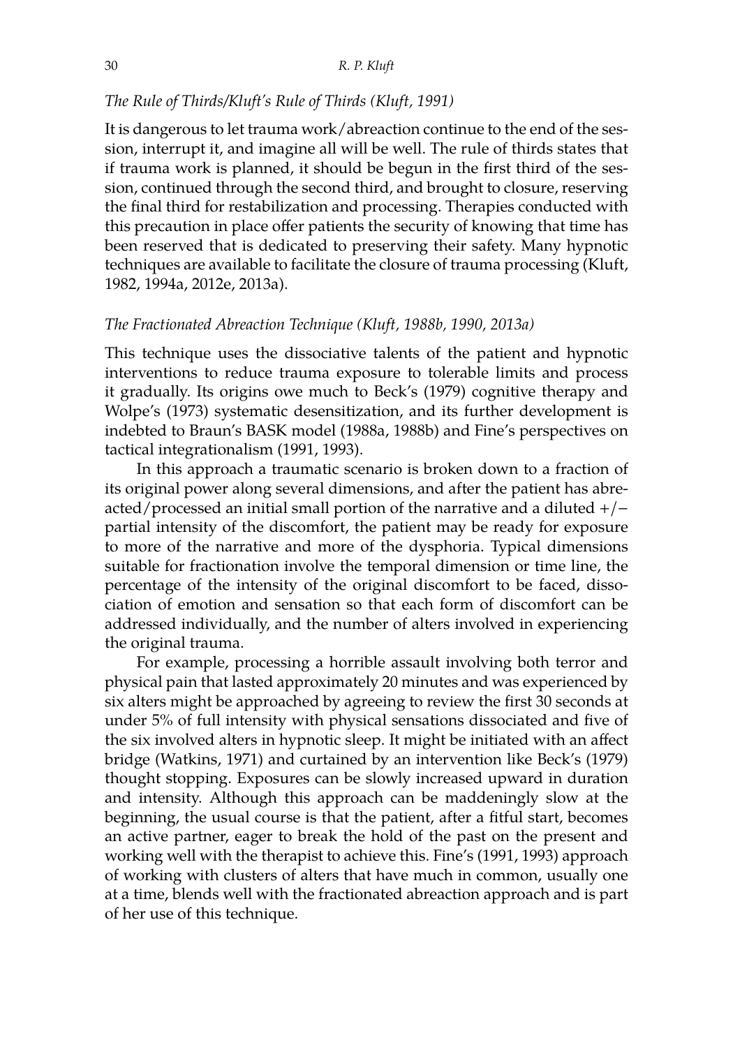*The Rule of Thirds/Kluft's Rule of Thirds (Kluft, 1991)*

It is dangerous to let trauma work/abreaction continue to the end of the session, interrupt it, and imagine all will be well. The rule of thirds states that if trauma work is planned, it should be begun in the first third of the session, continued through the second third, and brought to closure, reserving the final third for restabilization and processing. Therapies conducted with this precaution in place offer patients the security of knowing that time has been reserved that is dedicated to preserving their safety. Many hypnotic techniques are available to facilitate the closure of trauma processing (Kluft, 1982, 1994a, 2012e, 2013a).

*The Fractionated Abreaction Technique (Kluft, 1988b, 1990, 2013a)*

This technique uses the dissociative talents of the patient and hypnotic interventions to reduce trauma exposure to tolerable limits and process it gradually. Its origins owe much to Beck's (1979) cognitive therapy and Wolpe's (1973) systematic desensitization, and its further development is indebted to Braun's BASK model (1988a, 1988b) and Fine's perspectives on tactical integrationalism (1991, 1993).

In this approach a traumatic scenario is broken down to a fraction of its original power along several dimensions, and after the patient has abreacted/processed an initial small portion of the narrative and a diluted +/− partial intensity of the discomfort, the patient may be ready for exposure to more of the narrative and more of the dysphoria. Typical dimensions suitable for fractionation involve the temporal dimension or time line, the percentage of the intensity of the original discomfort to be faced, dissociation of emotion and sensation so that each form of discomfort can be addressed individually, and the number of alters involved in experiencing the original trauma.

For example, processing a horrible assault involving both terror and physical pain that lasted approximately 20 minutes and was experienced by six alters might be approached by agreeing to review the first 30 seconds at under 5% of full intensity with physical sensations dissociated and five of the six involved alters in hypnotic sleep. It might be initiated with an affect bridge (Watkins, 1971) and curtained by an intervention like Beck's (1979) thought stopping. Exposures can be slowly increased upward in duration and intensity. Although this approach can be maddeningly slow at the beginning, the usual course is that the patient, after a fitful start, becomes an active partner, eager to break the hold of the past on the present and working well with the therapist to achieve this. Fine's (1991, 1993) approach of working with clusters of alters that have much in common, usually one at a time, blends well with the fractionated abreaction approach and is part of her use of this technique.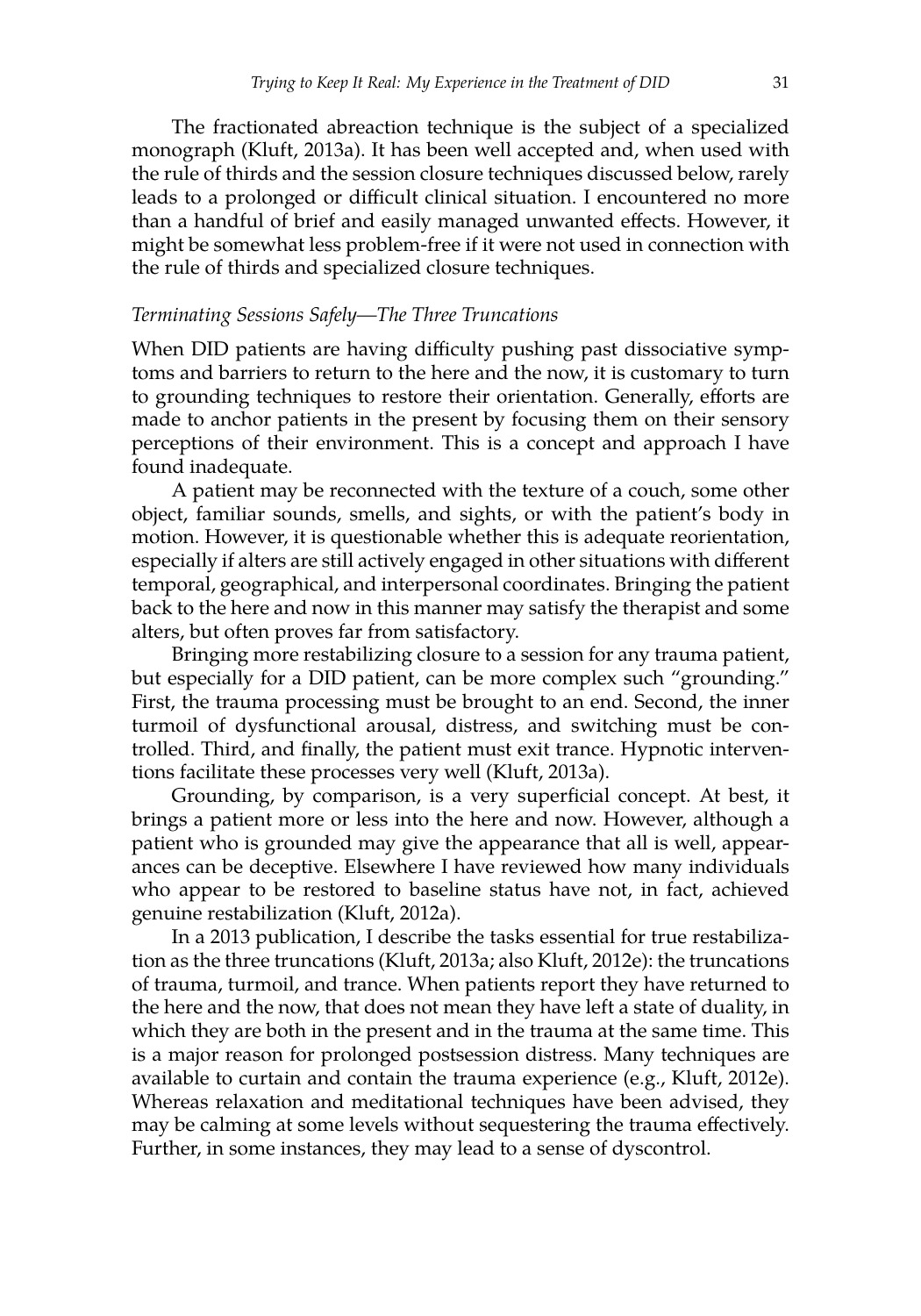The fractionated abreaction technique is the subject of a specialized monograph (Kluft, 2013a). It has been well accepted and, when used with the rule of thirds and the session closure techniques discussed below, rarely leads to a prolonged or difficult clinical situation. I encountered no more than a handful of brief and easily managed unwanted effects. However, it might be somewhat less problem-free if it were not used in connection with the rule of thirds and specialized closure techniques.

### *Terminating Sessions Safely—The Three Truncations*

When DID patients are having difficulty pushing past dissociative symptoms and barriers to return to the here and the now, it is customary to turn to grounding techniques to restore their orientation. Generally, efforts are made to anchor patients in the present by focusing them on their sensory perceptions of their environment. This is a concept and approach I have found inadequate.

A patient may be reconnected with the texture of a couch, some other object, familiar sounds, smells, and sights, or with the patient's body in motion. However, it is questionable whether this is adequate reorientation, especially if alters are still actively engaged in other situations with different temporal, geographical, and interpersonal coordinates. Bringing the patient back to the here and now in this manner may satisfy the therapist and some alters, but often proves far from satisfactory.

Bringing more restabilizing closure to a session for any trauma patient, but especially for a DID patient, can be more complex such "grounding." First, the trauma processing must be brought to an end. Second, the inner turmoil of dysfunctional arousal, distress, and switching must be controlled. Third, and finally, the patient must exit trance. Hypnotic interventions facilitate these processes very well (Kluft, 2013a).

Grounding, by comparison, is a very superficial concept. At best, it brings a patient more or less into the here and now. However, although a patient who is grounded may give the appearance that all is well, appearances can be deceptive. Elsewhere I have reviewed how many individuals who appear to be restored to baseline status have not, in fact, achieved genuine restabilization (Kluft, 2012a).

In a 2013 publication, I describe the tasks essential for true restabilization as the three truncations (Kluft, 2013a; also Kluft, 2012e): the truncations of trauma, turmoil, and trance. When patients report they have returned to the here and the now, that does not mean they have left a state of duality, in which they are both in the present and in the trauma at the same time. This is a major reason for prolonged postsession distress. Many techniques are available to curtain and contain the trauma experience (e.g., Kluft, 2012e). Whereas relaxation and meditational techniques have been advised, they may be calming at some levels without sequestering the trauma effectively. Further, in some instances, they may lead to a sense of dyscontrol.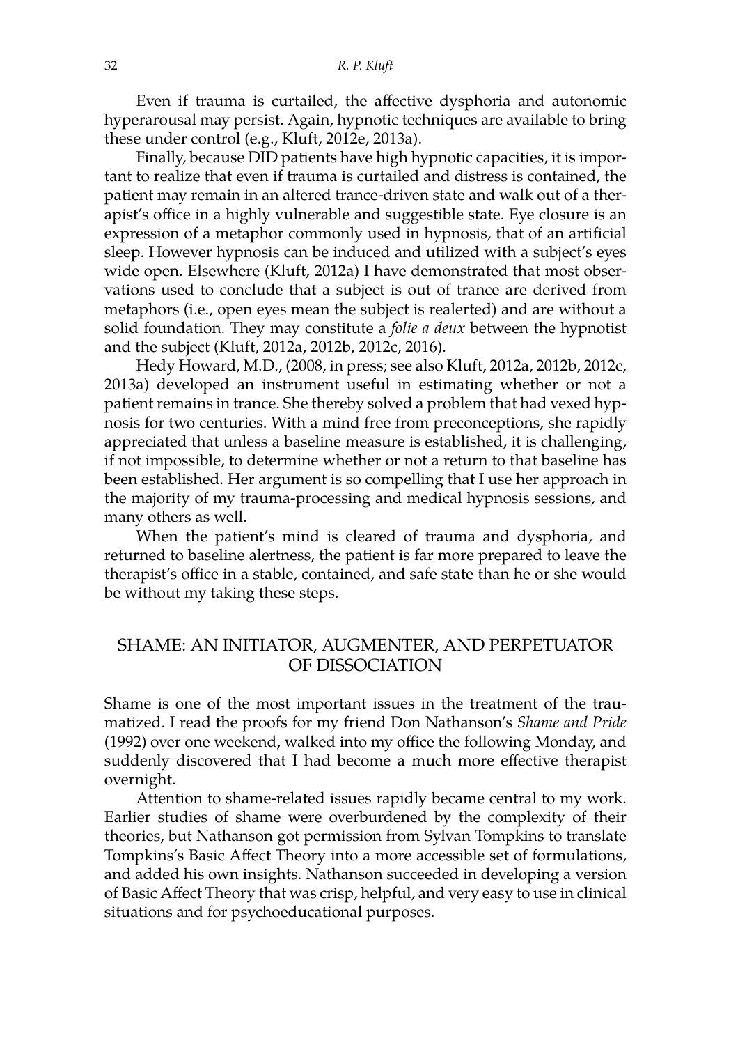Even if trauma is curtailed, the affective dysphoria and autonomic hyperarousal may persist. Again, hypnotic techniques are available to bring these under control (e.g., Kluft, 2012e, 2013a).

Finally, because DID patients have high hypnotic capacities, it is important to realize that even if trauma is curtailed and distress is contained, the patient may remain in an altered trance-driven state and walk out of a therapist's office in a highly vulnerable and suggestible state. Eye closure is an expression of a metaphor commonly used in hypnosis, that of an artificial sleep. However hypnosis can be induced and utilized with a subject's eyes wide open. Elsewhere (Kluft, 2012a) I have demonstrated that most observations used to conclude that a subject is out of trance are derived from metaphors (i.e., open eyes mean the subject is realerted) and are without a solid foundation. They may constitute a *folie a deux* between the hypnotist and the subject (Kluft, 2012a, 2012b, 2012c, 2016).

Hedy Howard, M.D., (2008, in press; see also Kluft, 2012a, 2012b, 2012c, 2013a) developed an instrument useful in estimating whether or not a patient remains in trance. She thereby solved a problem that had vexed hypnosis for two centuries. With a mind free from preconceptions, she rapidly appreciated that unless a baseline measure is established, it is challenging, if not impossible, to determine whether or not a return to that baseline has been established. Her argument is so compelling that I use her approach in the majority of my trauma-processing and medical hypnosis sessions, and many others as well.

When the patient's mind is cleared of trauma and dysphoria, and returned to baseline alertness, the patient is far more prepared to leave the therapist's office in a stable, contained, and safe state than he or she would be without my taking these steps.

## SHAME: AN INITIATOR, AUGMENTER, AND PERPETUATOR OF DISSOCIATION

Shame is one of the most important issues in the treatment of the traumatized. I read the proofs for my friend Don Nathanson's *Shame and Pride* (1992) over one weekend, walked into my office the following Monday, and suddenly discovered that I had become a much more effective therapist overnight.

Attention to shame-related issues rapidly became central to my work. Earlier studies of shame were overburdened by the complexity of their theories, but Nathanson got permission from Sylvan Tompkins to translate Tompkins's Basic Affect Theory into a more accessible set of formulations, and added his own insights. Nathanson succeeded in developing a version of Basic Affect Theory that was crisp, helpful, and very easy to use in clinical situations and for psychoeducational purposes.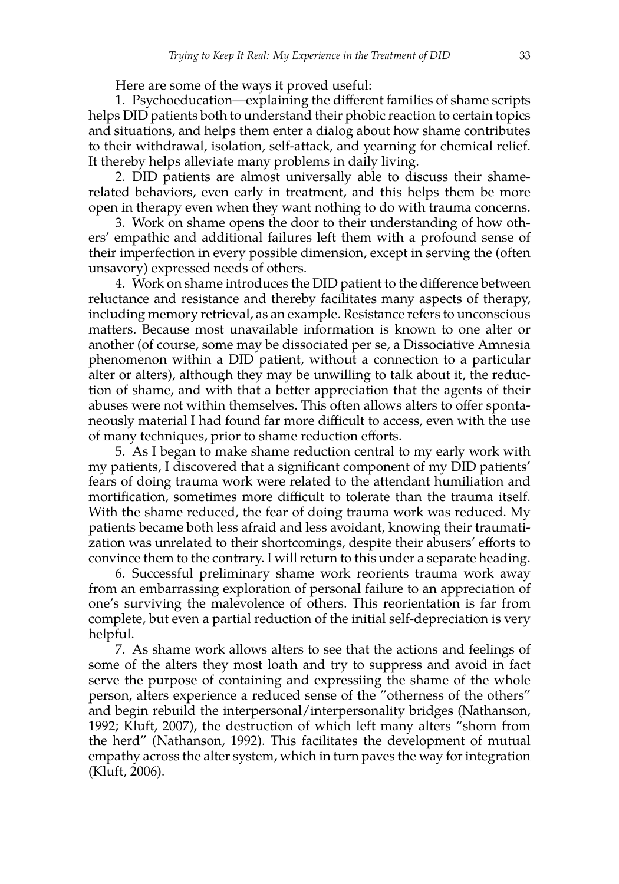Here are some of the ways it proved useful:

1. Psychoeducation—explaining the different families of shame scripts helps DID patients both to understand their phobic reaction to certain topics and situations, and helps them enter a dialog about how shame contributes to their withdrawal, isolation, self-attack, and yearning for chemical relief. It thereby helps alleviate many problems in daily living.

2. DID patients are almost universally able to discuss their shame-related behaviors, even early in treatment, and this helps them be more open in therapy even when they want nothing to do with trauma concerns.

3. Work on shame opens the door to their understanding of how others' empathic and additional failures left them with a profound sense of their imperfection in every possible dimension, except in serving the (often unsavory) expressed needs of others.

4. Work on shame introduces the DID patient to the difference between reluctance and resistance and thereby facilitates many aspects of therapy, including memory retrieval, as an example. Resistance refers to unconscious matters. Because most unavailable information is known to one alter or another (of course, some may be dissociated per se, a Dissociative Amnesia phenomenon within a DID patient, without a connection to a particular alter or alters), although they may be unwilling to talk about it, the reduction of shame, and with that a better appreciation that the agents of their abuses were not within themselves. This often allows alters to offer spontaneously material I had found far more difficult to access, even with the use of many techniques, prior to shame reduction efforts.

5. As I began to make shame reduction central to my early work with my patients, I discovered that a significant component of my DID patients' fears of doing trauma work were related to the attendant humiliation and mortification, sometimes more difficult to tolerate than the trauma itself. With the shame reduced, the fear of doing trauma work was reduced. My patients became both less afraid and less avoidant, knowing their traumatization was unrelated to their shortcomings, despite their abusers' efforts to convince them to the contrary. I will return to this under a separate heading.

6. Successful preliminary shame work reorients trauma work away from an embarrassing exploration of personal failure to an appreciation of one's surviving the malevolence of others. This reorientation is far from complete, but even a partial reduction of the initial self-depreciation is very helpful.

7. As shame work allows alters to see that the actions and feelings of some of the alters they most loath and try to suppress and avoid in fact serve the purpose of containing and expressiing the shame of the whole person, alters experience a reduced sense of the "otherness of the others" and begin rebuild the interpersonal/interpersonality bridges (Nathanson, 1992; Kluft, 2007), the destruction of which left many alters "shorn from the herd" (Nathanson, 1992). This facilitates the development of mutual empathy across the alter system, which in turn paves the way for integration (Kluft, 2006).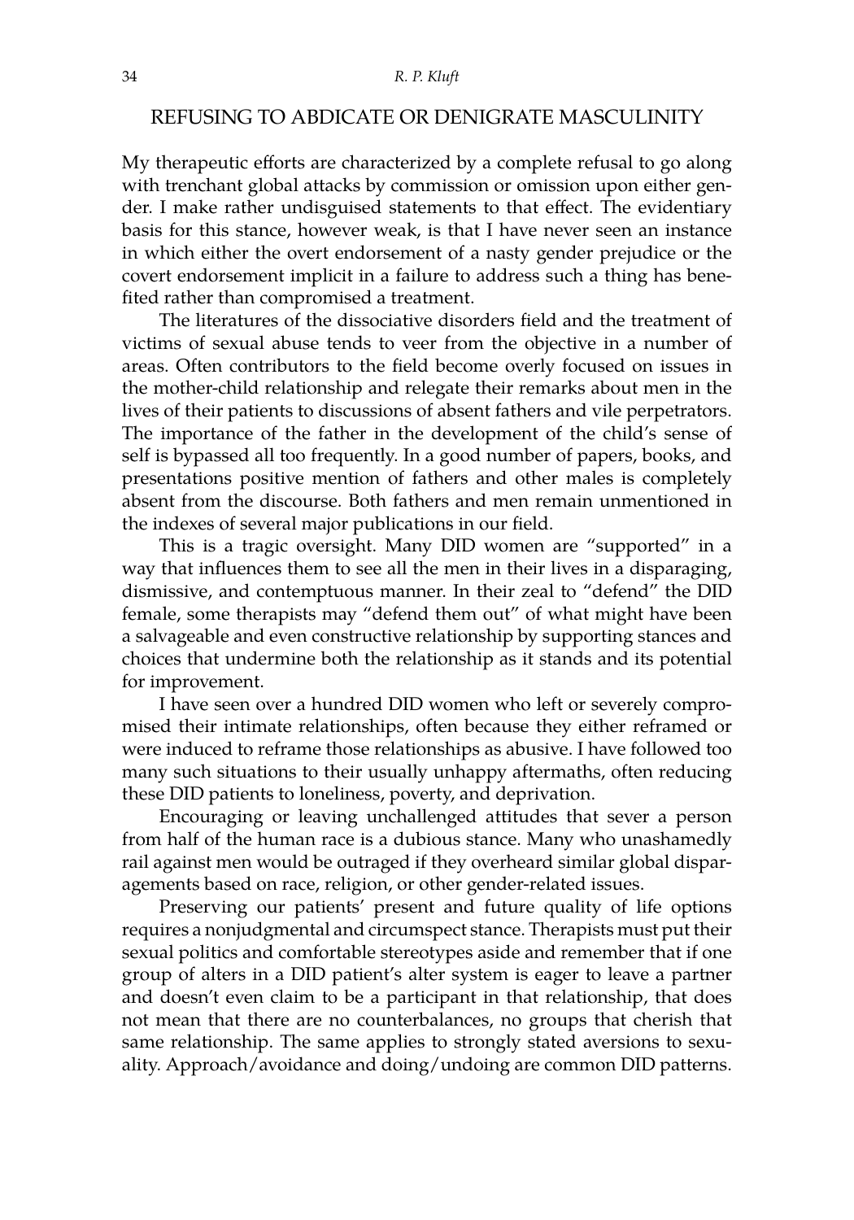## REFUSING TO ABDICATE OR DENIGRATE MASCULINITY

My therapeutic efforts are characterized by a complete refusal to go along with trenchant global attacks by commission or omission upon either gender. I make rather undisguised statements to that effect. The evidentiary basis for this stance, however weak, is that I have never seen an instance in which either the overt endorsement of a nasty gender prejudice or the covert endorsement implicit in a failure to address such a thing has benefited rather than compromised a treatment.

The literatures of the dissociative disorders field and the treatment of victims of sexual abuse tends to veer from the objective in a number of areas. Often contributors to the field become overly focused on issues in the mother-child relationship and relegate their remarks about men in the lives of their patients to discussions of absent fathers and vile perpetrators. The importance of the father in the development of the child's sense of self is bypassed all too frequently. In a good number of papers, books, and presentations positive mention of fathers and other males is completely absent from the discourse. Both fathers and men remain unmentioned in the indexes of several major publications in our field.

This is a tragic oversight. Many DID women are "supported" in a way that influences them to see all the men in their lives in a disparaging, dismissive, and contemptuous manner. In their zeal to "defend" the DID female, some therapists may "defend them out" of what might have been a salvageable and even constructive relationship by supporting stances and choices that undermine both the relationship as it stands and its potential for improvement.

I have seen over a hundred DID women who left or severely compromised their intimate relationships, often because they either reframed or were induced to reframe those relationships as abusive. I have followed too many such situations to their usually unhappy aftermaths, often reducing these DID patients to loneliness, poverty, and deprivation.

Encouraging or leaving unchallenged attitudes that sever a person from half of the human race is a dubious stance. Many who unashamedly rail against men would be outraged if they overheard similar global disparagements based on race, religion, or other gender-related issues.

Preserving our patients' present and future quality of life options requires a nonjudgmental and circumspect stance. Therapists must put their sexual politics and comfortable stereotypes aside and remember that if one group of alters in a DID patient's alter system is eager to leave a partner and doesn't even claim to be a participant in that relationship, that does not mean that there are no counterbalances, no groups that cherish that same relationship. The same applies to strongly stated aversions to sexuality. Approach/avoidance and doing/undoing are common DID patterns.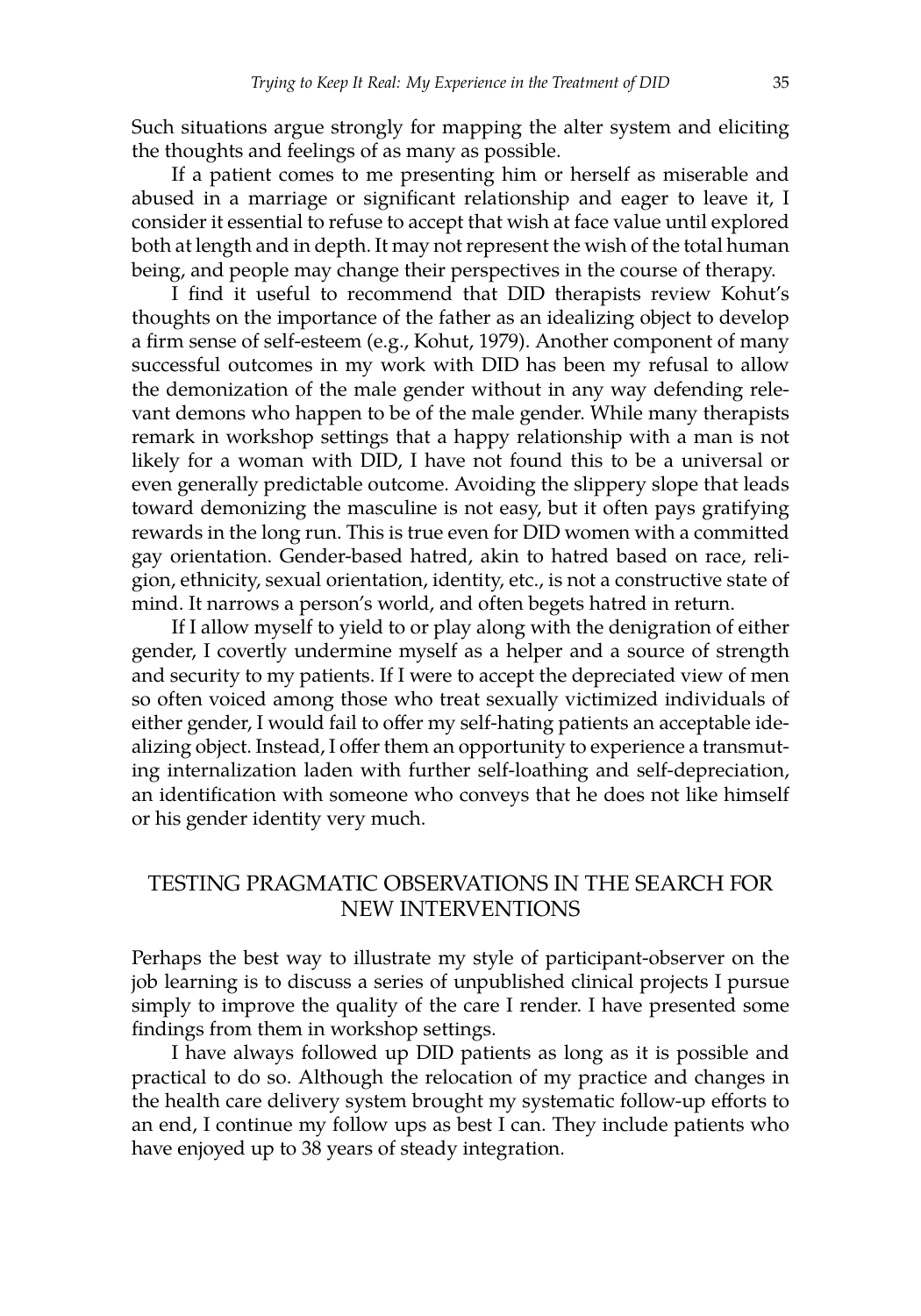Such situations argue strongly for mapping the alter system and eliciting the thoughts and feelings of as many as possible.

If a patient comes to me presenting him or herself as miserable and abused in a marriage or significant relationship and eager to leave it, I consider it essential to refuse to accept that wish at face value until explored both at length and in depth. It may not represent the wish of the total human being, and people may change their perspectives in the course of therapy.

I find it useful to recommend that DID therapists review Kohut's thoughts on the importance of the father as an idealizing object to develop a firm sense of self-esteem (e.g., Kohut, 1979). Another component of many successful outcomes in my work with DID has been my refusal to allow the demonization of the male gender without in any way defending relevant demons who happen to be of the male gender. While many therapists remark in workshop settings that a happy relationship with a man is not likely for a woman with DID, I have not found this to be a universal or even generally predictable outcome. Avoiding the slippery slope that leads toward demonizing the masculine is not easy, but it often pays gratifying rewards in the long run. This is true even for DID women with a committed gay orientation. Gender-based hatred, akin to hatred based on race, religion, ethnicity, sexual orientation, identity, etc., is not a constructive state of mind. It narrows a person's world, and often begets hatred in return.

If I allow myself to yield to or play along with the denigration of either gender, I covertly undermine myself as a helper and a source of strength and security to my patients. If I were to accept the depreciated view of men so often voiced among those who treat sexually victimized individuals of either gender, I would fail to offer my self-hating patients an acceptable idealizing object. Instead, I offer them an opportunity to experience a transmuting internalization laden with further self-loathing and self-depreciation, an identification with someone who conveys that he does not like himself or his gender identity very much.

## TESTING PRAGMATIC OBSERVATIONS IN THE SEARCH FOR NEW INTERVENTIONS

Perhaps the best way to illustrate my style of participant-observer on the job learning is to discuss a series of unpublished clinical projects I pursue simply to improve the quality of the care I render. I have presented some findings from them in workshop settings.

I have always followed up DID patients as long as it is possible and practical to do so. Although the relocation of my practice and changes in the health care delivery system brought my systematic follow-up efforts to an end, I continue my follow ups as best I can. They include patients who have enjoyed up to 38 years of steady integration.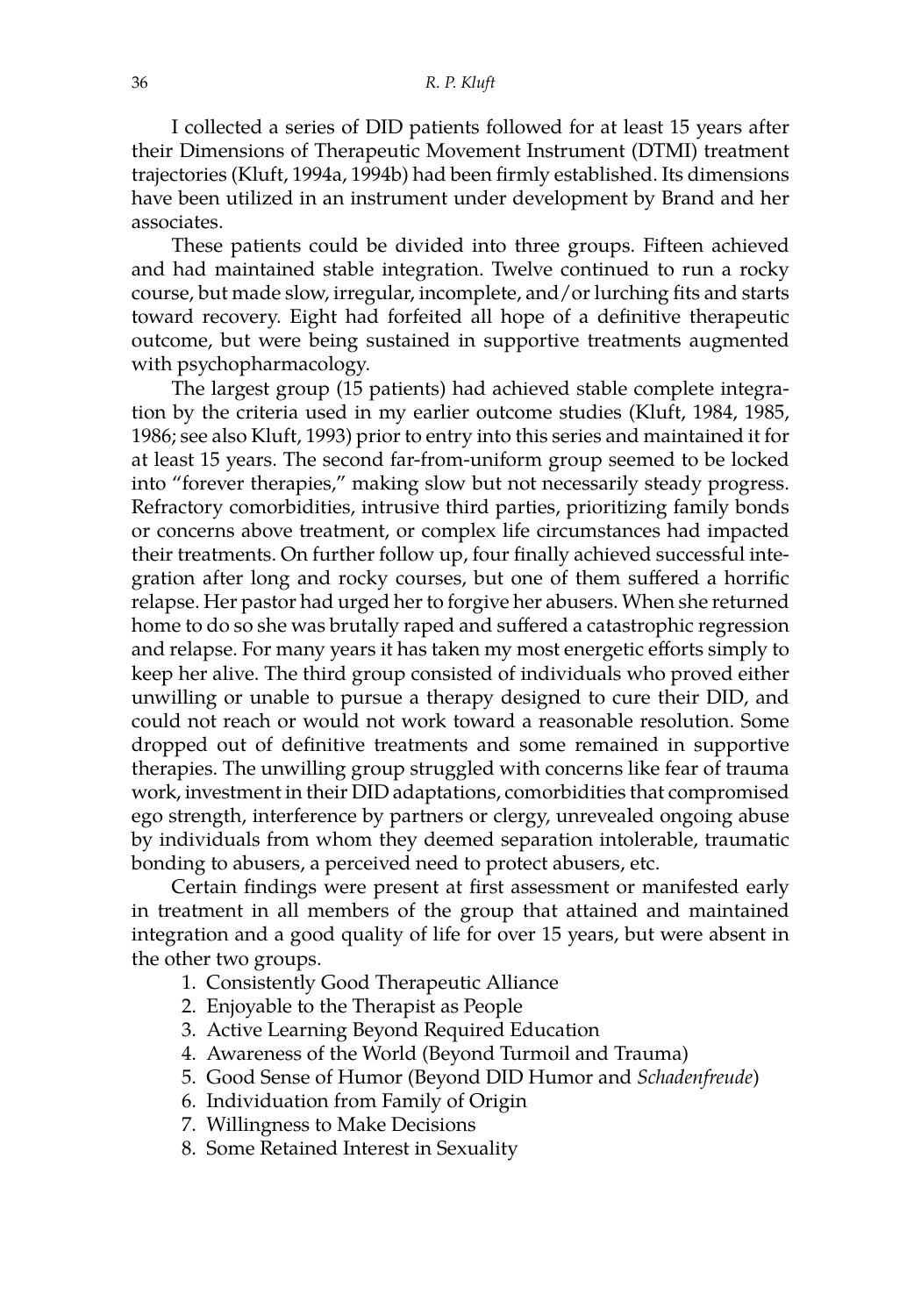I collected a series of DID patients followed for at least 15 years after their Dimensions of Therapeutic Movement Instrument (DTMI) treatment trajectories (Kluft, 1994a, 1994b) had been firmly established. Its dimensions have been utilized in an instrument under development by Brand and her associates.

These patients could be divided into three groups. Fifteen achieved and had maintained stable integration. Twelve continued to run a rocky course, but made slow, irregular, incomplete, and/or lurching fits and starts toward recovery. Eight had forfeited all hope of a definitive therapeutic outcome, but were being sustained in supportive treatments augmented with psychopharmacology.

The largest group (15 patients) had achieved stable complete integration by the criteria used in my earlier outcome studies (Kluft, 1984, 1985, 1986; see also Kluft, 1993) prior to entry into this series and maintained it for at least 15 years. The second far-from-uniform group seemed to be locked into "forever therapies," making slow but not necessarily steady progress. Refractory comorbidities, intrusive third parties, prioritizing family bonds or concerns above treatment, or complex life circumstances had impacted their treatments. On further follow up, four finally achieved successful integration after long and rocky courses, but one of them suffered a horrific relapse. Her pastor had urged her to forgive her abusers. When she returned home to do so she was brutally raped and suffered a catastrophic regression and relapse. For many years it has taken my most energetic efforts simply to keep her alive. The third group consisted of individuals who proved either unwilling or unable to pursue a therapy designed to cure their DID, and could not reach or would not work toward a reasonable resolution. Some dropped out of definitive treatments and some remained in supportive therapies. The unwilling group struggled with concerns like fear of trauma work, investment in their DID adaptations, comorbidities that compromised ego strength, interference by partners or clergy, unrevealed ongoing abuse by individuals from whom they deemed separation intolerable, traumatic bonding to abusers, a perceived need to protect abusers, etc.

Certain findings were present at first assessment or manifested early in treatment in all members of the group that attained and maintained integration and a good quality of life for over 15 years, but were absent in the other two groups.

1. Consistently Good Therapeutic Alliance
2. Enjoyable to the Therapist as People
3. Active Learning Beyond Required Education
4. Awareness of the World (Beyond Turmoil and Trauma)
5. Good Sense of Humor (Beyond DID Humor and *Schadenfreude*)
6. Individuation from Family of Origin
7. Willingness to Make Decisions
8. Some Retained Interest in Sexuality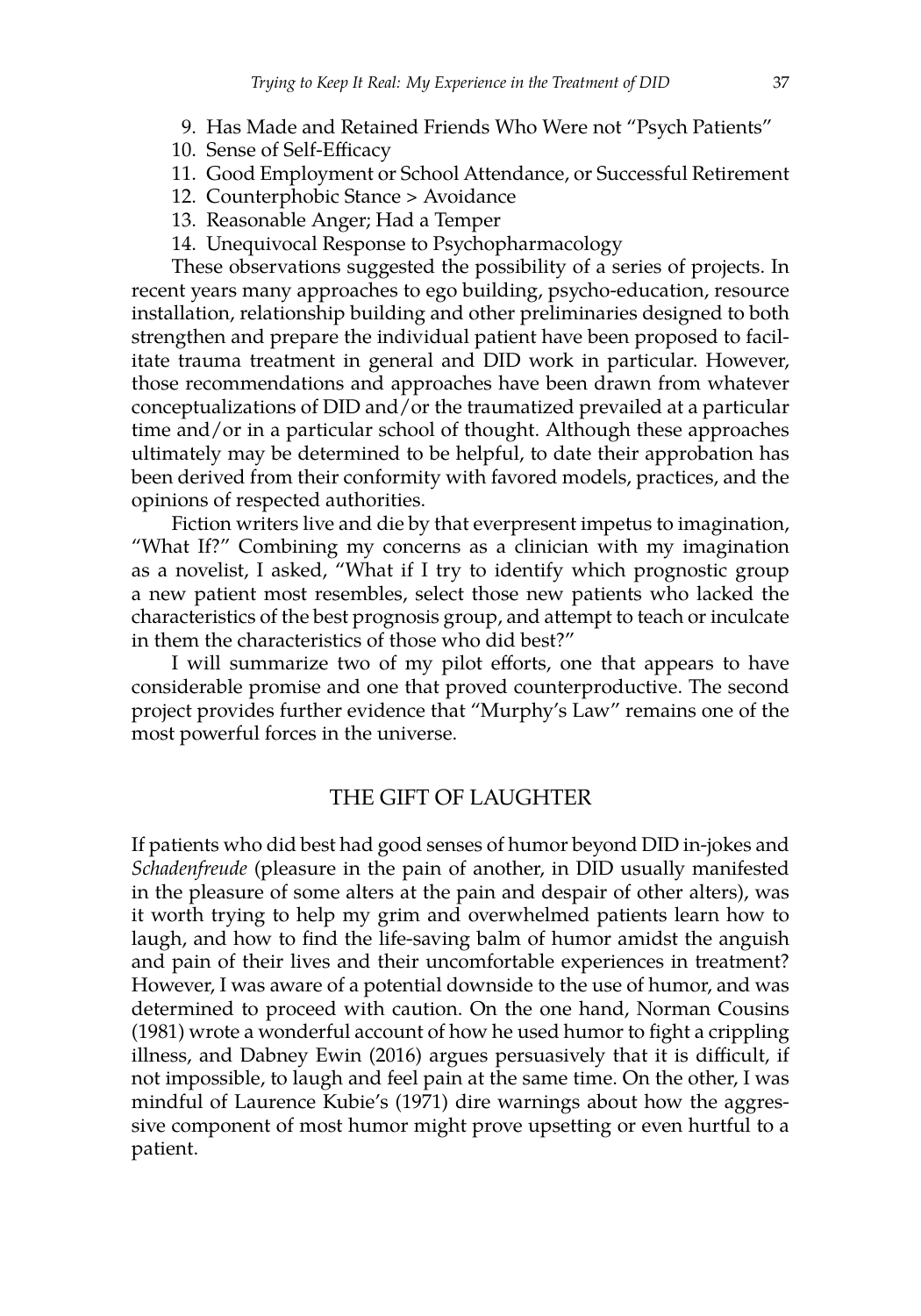9. Has Made and Retained Friends Who Were not "Psych Patients"
10. Sense of Self-Efficacy
11. Good Employment or School Attendance, or Successful Retirement
12. Counterphobic Stance > Avoidance
13. Reasonable Anger; Had a Temper
14. Unequivocal Response to Psychopharmacology

These observations suggested the possibility of a series of projects. In recent years many approaches to ego building, psycho-education, resource installation, relationship building and other preliminaries designed to both strengthen and prepare the individual patient have been proposed to facilitate trauma treatment in general and DID work in particular. However, those recommendations and approaches have been drawn from whatever conceptualizations of DID and/or the traumatized prevailed at a particular time and/or in a particular school of thought. Although these approaches ultimately may be determined to be helpful, to date their approbation has been derived from their conformity with favored models, practices, and the opinions of respected authorities.

Fiction writers live and die by that everpresent impetus to imagination, "What If?" Combining my concerns as a clinician with my imagination as a novelist, I asked, "What if I try to identify which prognostic group a new patient most resembles, select those new patients who lacked the characteristics of the best prognosis group, and attempt to teach or inculcate in them the characteristics of those who did best?"

I will summarize two of my pilot efforts, one that appears to have considerable promise and one that proved counterproductive. The second project provides further evidence that "Murphy's Law" remains one of the most powerful forces in the universe.

## THE GIFT OF LAUGHTER

If patients who did best had good senses of humor beyond DID in-jokes and *Schadenfreude* (pleasure in the pain of another, in DID usually manifested in the pleasure of some alters at the pain and despair of other alters), was it worth trying to help my grim and overwhelmed patients learn how to laugh, and how to find the life-saving balm of humor amidst the anguish and pain of their lives and their uncomfortable experiences in treatment? However, I was aware of a potential downside to the use of humor, and was determined to proceed with caution. On the one hand, Norman Cousins (1981) wrote a wonderful account of how he used humor to fight a crippling illness, and Dabney Ewin (2016) argues persuasively that it is difficult, if not impossible, to laugh and feel pain at the same time. On the other, I was mindful of Laurence Kubie's (1971) dire warnings about how the aggressive component of most humor might prove upsetting or even hurtful to a patient.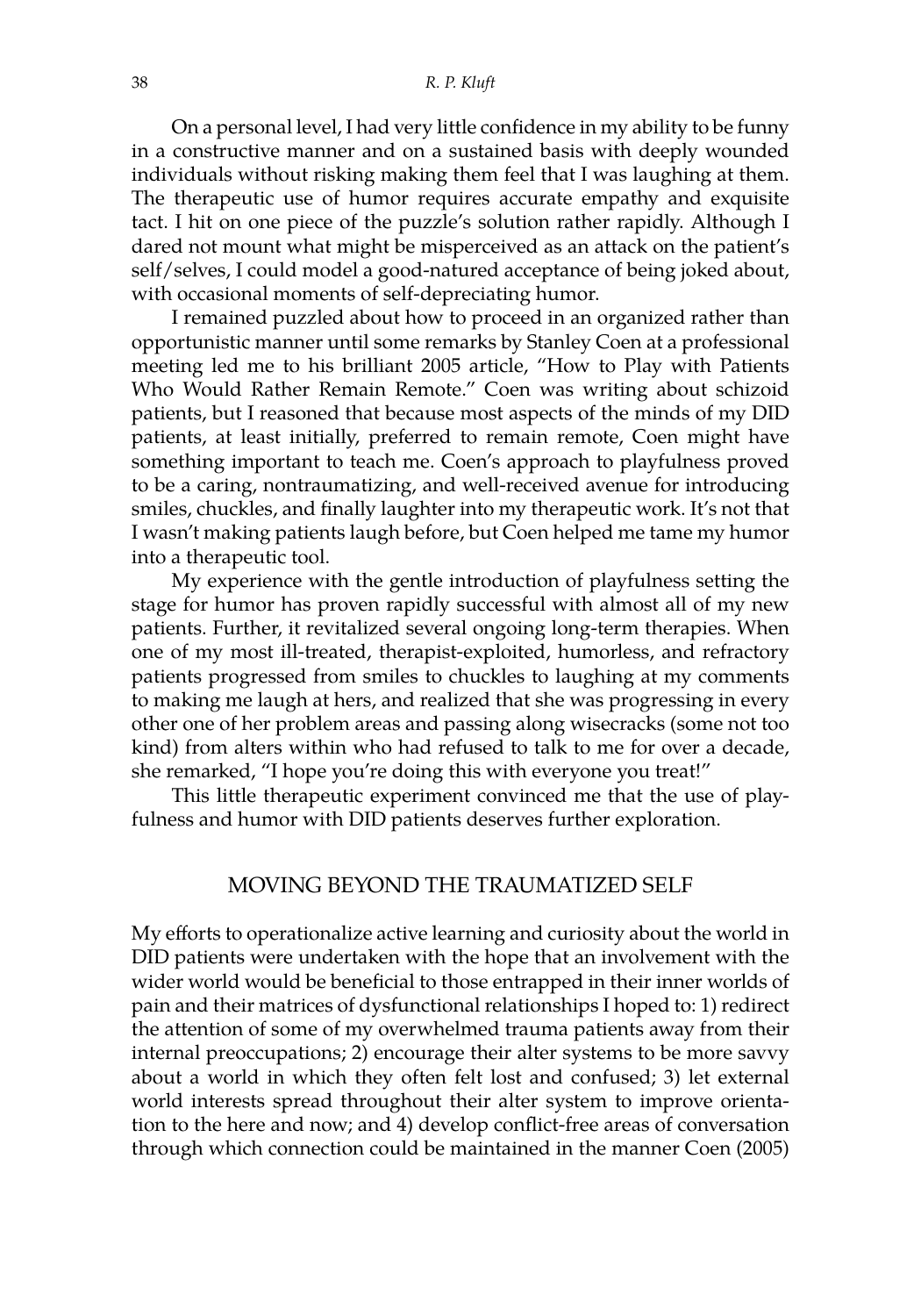On a personal level, I had very little confidence in my ability to be funny in a constructive manner and on a sustained basis with deeply wounded individuals without risking making them feel that I was laughing at them. The therapeutic use of humor requires accurate empathy and exquisite tact. I hit on one piece of the puzzle's solution rather rapidly. Although I dared not mount what might be misperceived as an attack on the patient's self/selves, I could model a good-natured acceptance of being joked about, with occasional moments of self-depreciating humor.

I remained puzzled about how to proceed in an organized rather than opportunistic manner until some remarks by Stanley Coen at a professional meeting led me to his brilliant 2005 article, "How to Play with Patients Who Would Rather Remain Remote." Coen was writing about schizoid patients, but I reasoned that because most aspects of the minds of my DID patients, at least initially, preferred to remain remote, Coen might have something important to teach me. Coen's approach to playfulness proved to be a caring, nontraumatizing, and well-received avenue for introducing smiles, chuckles, and finally laughter into my therapeutic work. It's not that I wasn't making patients laugh before, but Coen helped me tame my humor into a therapeutic tool.

My experience with the gentle introduction of playfulness setting the stage for humor has proven rapidly successful with almost all of my new patients. Further, it revitalized several ongoing long-term therapies. When one of my most ill-treated, therapist-exploited, humorless, and refractory patients progressed from smiles to chuckles to laughing at my comments to making me laugh at hers, and realized that she was progressing in every other one of her problem areas and passing along wisecracks (some not too kind) from alters within who had refused to talk to me for over a decade, she remarked, "I hope you're doing this with everyone you treat!"

This little therapeutic experiment convinced me that the use of playfulness and humor with DID patients deserves further exploration.

## MOVING BEYOND THE TRAUMATIZED SELF

My efforts to operationalize active learning and curiosity about the world in DID patients were undertaken with the hope that an involvement with the wider world would be beneficial to those entrapped in their inner worlds of pain and their matrices of dysfunctional relationships I hoped to: 1) redirect the attention of some of my overwhelmed trauma patients away from their internal preoccupations; 2) encourage their alter systems to be more savvy about a world in which they often felt lost and confused; 3) let external world interests spread throughout their alter system to improve orientation to the here and now; and 4) develop conflict-free areas of conversation through which connection could be maintained in the manner Coen (2005)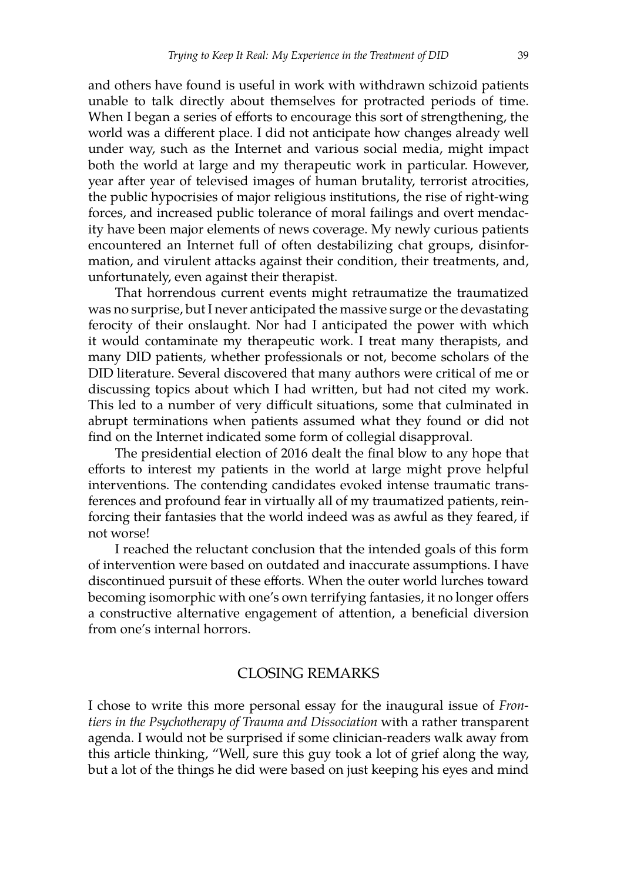and others have found is useful in work with withdrawn schizoid patients unable to talk directly about themselves for protracted periods of time. When I began a series of efforts to encourage this sort of strengthening, the world was a different place. I did not anticipate how changes already well under way, such as the Internet and various social media, might impact both the world at large and my therapeutic work in particular. However, year after year of televised images of human brutality, terrorist atrocities, the public hypocrisies of major religious institutions, the rise of right-wing forces, and increased public tolerance of moral failings and overt mendacity have been major elements of news coverage. My newly curious patients encountered an Internet full of often destabilizing chat groups, disinformation, and virulent attacks against their condition, their treatments, and, unfortunately, even against their therapist.

That horrendous current events might retraumatize the traumatized was no surprise, but I never anticipated the massive surge or the devastating ferocity of their onslaught. Nor had I anticipated the power with which it would contaminate my therapeutic work. I treat many therapists, and many DID patients, whether professionals or not, become scholars of the DID literature. Several discovered that many authors were critical of me or discussing topics about which I had written, but had not cited my work. This led to a number of very difficult situations, some that culminated in abrupt terminations when patients assumed what they found or did not find on the Internet indicated some form of collegial disapproval.

The presidential election of 2016 dealt the final blow to any hope that efforts to interest my patients in the world at large might prove helpful interventions. The contending candidates evoked intense traumatic transferences and profound fear in virtually all of my traumatized patients, reinforcing their fantasies that the world indeed was as awful as they feared, if not worse!

I reached the reluctant conclusion that the intended goals of this form of intervention were based on outdated and inaccurate assumptions. I have discontinued pursuit of these efforts. When the outer world lurches toward becoming isomorphic with one's own terrifying fantasies, it no longer offers a constructive alternative engagement of attention, a beneficial diversion from one's internal horrors.

## CLOSING REMARKS

I chose to write this more personal essay for the inaugural issue of *Frontiers in the Psychotherapy of Trauma and Dissociation* with a rather transparent agenda. I would not be surprised if some clinician-readers walk away from this article thinking, "Well, sure this guy took a lot of grief along the way, but a lot of the things he did were based on just keeping his eyes and mind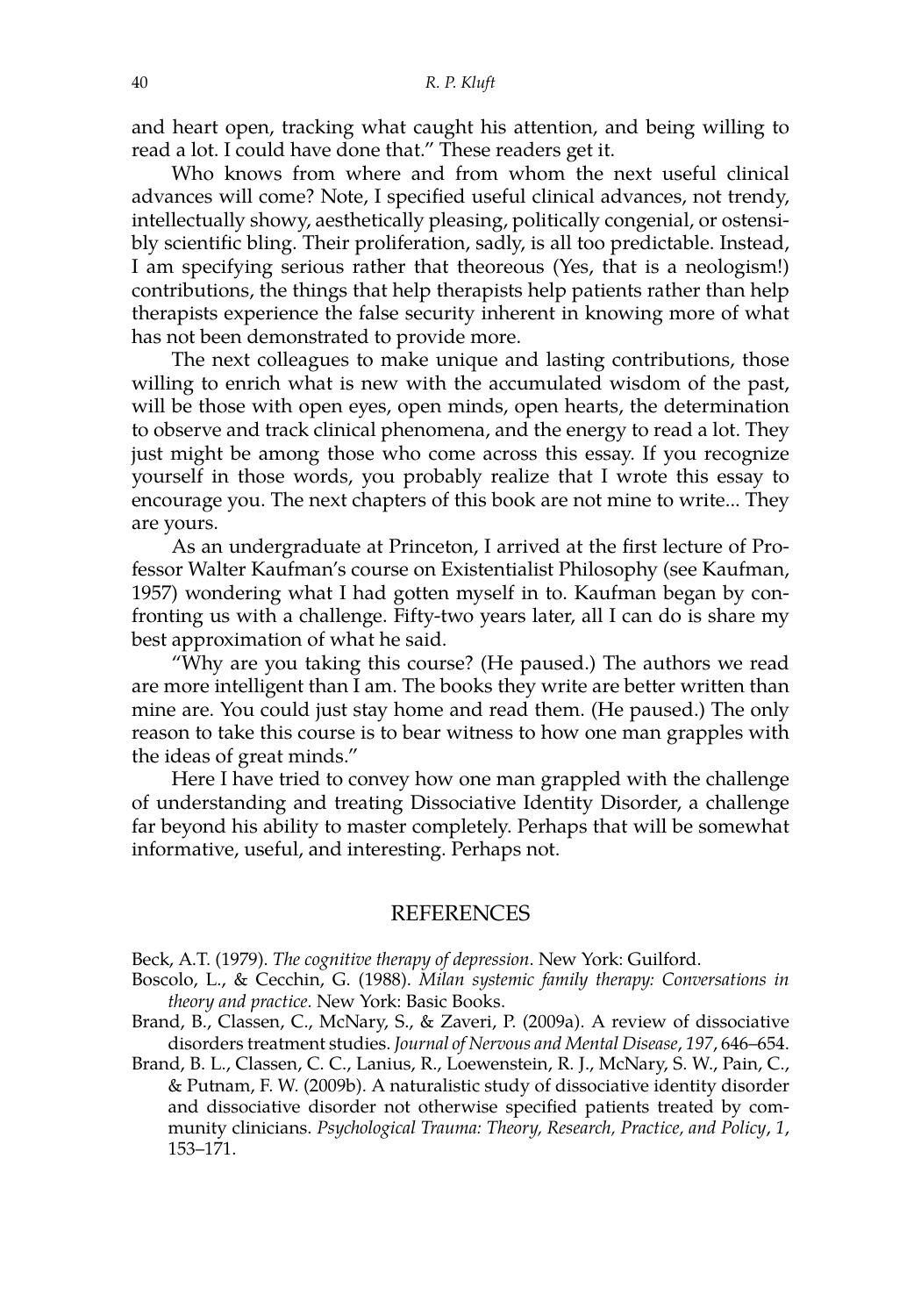and heart open, tracking what caught his attention, and being willing to read a lot. I could have done that." These readers get it.

Who knows from where and from whom the next useful clinical advances will come? Note, I specified useful clinical advances, not trendy, intellectually showy, aesthetically pleasing, politically congenial, or ostensibly scientific bling. Their proliferation, sadly, is all too predictable. Instead, I am specifying serious rather that theoreous (Yes, that is a neologism!) contributions, the things that help therapists help patients rather than help therapists experience the false security inherent in knowing more of what has not been demonstrated to provide more.

The next colleagues to make unique and lasting contributions, those willing to enrich what is new with the accumulated wisdom of the past, will be those with open eyes, open minds, open hearts, the determination to observe and track clinical phenomena, and the energy to read a lot. They just might be among those who come across this essay. If you recognize yourself in those words, you probably realize that I wrote this essay to encourage you. The next chapters of this book are not mine to write... They are yours.

As an undergraduate at Princeton, I arrived at the first lecture of Professor Walter Kaufman's course on Existentialist Philosophy (see Kaufman, 1957) wondering what I had gotten myself in to. Kaufman began by confronting us with a challenge. Fifty-two years later, all I can do is share my best approximation of what he said.

"Why are you taking this course? (He paused.) The authors we read are more intelligent than I am. The books they write are better written than mine are. You could just stay home and read them. (He paused.) The only reason to take this course is to bear witness to how one man grapples with the ideas of great minds."

Here I have tried to convey how one man grappled with the challenge of understanding and treating Dissociative Identity Disorder, a challenge far beyond his ability to master completely. Perhaps that will be somewhat informative, useful, and interesting. Perhaps not.

## REFERENCES

Beck, A.T. (1979). *The cognitive therapy of depression*. New York: Guilford.

Boscolo, L., & Cecchin, G. (1988). *Milan systemic family therapy: Conversations in theory and practice.* New York: Basic Books.

Brand, B., Classen, C., McNary, S., & Zaveri, P. (2009a). A review of dissociative disorders treatment studies. *Journal of Nervous and Mental Disease*, *197*, 646–654.

Brand, B. L., Classen, C. C., Lanius, R., Loewenstein, R. J., McNary, S. W., Pain, C., & Putnam, F. W. (2009b). A naturalistic study of dissociative identity disorder and dissociative disorder not otherwise specified patients treated by community clinicians. *Psychological Trauma: Theory, Research, Practice, and Policy*, *1*, 153–171.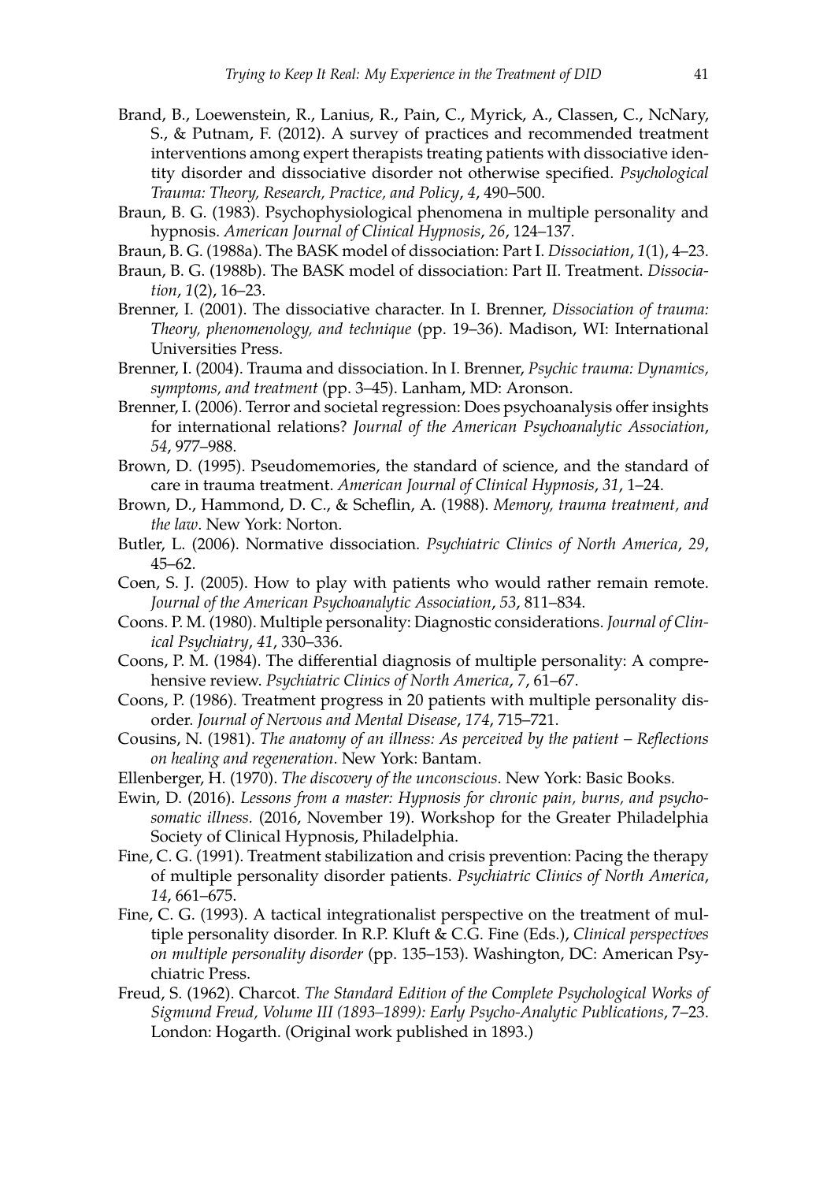Brand, B., Loewenstein, R., Lanius, R., Pain, C., Myrick, A., Classen, C., NcNary, S., & Putnam, F. (2012). A survey of practices and recommended treatment interventions among expert therapists treating patients with dissociative identity disorder and dissociative disorder not otherwise specified. *Psychological Trauma: Theory, Research, Practice, and Policy*, *4*, 490–500.

Braun, B. G. (1983). Psychophysiological phenomena in multiple personality and hypnosis. *American Journal of Clinical Hypnosis*, *26*, 124–137.

Braun, B. G. (1988a). The BASK model of dissociation: Part I. *Dissociation*, *1*(1), 4–23.

Braun, B. G. (1988b). The BASK model of dissociation: Part II. Treatment. *Dissociation*, *1*(2), 16–23.

Brenner, I. (2001). The dissociative character. In I. Brenner, *Dissociation of trauma: Theory, phenomenology, and technique* (pp. 19–36). Madison, WI: International Universities Press.

Brenner, I. (2004). Trauma and dissociation. In I. Brenner, *Psychic trauma: Dynamics, symptoms, and treatment* (pp. 3–45). Lanham, MD: Aronson.

Brenner, I. (2006). Terror and societal regression: Does psychoanalysis offer insights for international relations? *Journal of the American Psychoanalytic Association*, *54*, 977–988.

Brown, D. (1995). Pseudomemories, the standard of science, and the standard of care in trauma treatment. *American Journal of Clinical Hypnosis*, *31*, 1–24.

Brown, D., Hammond, D. C., & Scheflin, A. (1988). *Memory, trauma treatment, and the law*. New York: Norton.

Butler, L. (2006). Normative dissociation. *Psychiatric Clinics of North America*, *29*, 45–62.

Coen, S. J. (2005). How to play with patients who would rather remain remote. *Journal of the American Psychoanalytic Association*, *53*, 811–834.

Coons. P. M. (1980). Multiple personality: Diagnostic considerations. *Journal of Clinical Psychiatry*, *41*, 330–336.

Coons, P. M. (1984). The differential diagnosis of multiple personality: A comprehensive review. *Psychiatric Clinics of North America*, *7*, 61–67.

Coons, P. (1986). Treatment progress in 20 patients with multiple personality disorder. *Journal of Nervous and Mental Disease*, *174*, 715–721.

Cousins, N. (1981). *The anatomy of an illness: As perceived by the patient – Reflections on healing and regeneration*. New York: Bantam.

Ellenberger, H. (1970). *The discovery of the unconscious*. New York: Basic Books.

Ewin, D. (2016). *Lessons from a master: Hypnosis for chronic pain, burns, and psychosomatic illness.* (2016, November 19). Workshop for the Greater Philadelphia Society of Clinical Hypnosis, Philadelphia.

Fine, C. G. (1991). Treatment stabilization and crisis prevention: Pacing the therapy of multiple personality disorder patients. *Psychiatric Clinics of North America*, *14*, 661–675.

Fine, C. G. (1993). A tactical integrationalist perspective on the treatment of multiple personality disorder. In R.P. Kluft & C.G. Fine (Eds.), *Clinical perspectives on multiple personality disorder* (pp. 135–153). Washington, DC: American Psychiatric Press.

Freud, S. (1962). Charcot. *The Standard Edition of the Complete Psychological Works of Sigmund Freud, Volume III (1893–1899): Early Psycho-Analytic Publications*, 7–23. London: Hogarth. (Original work published in 1893.)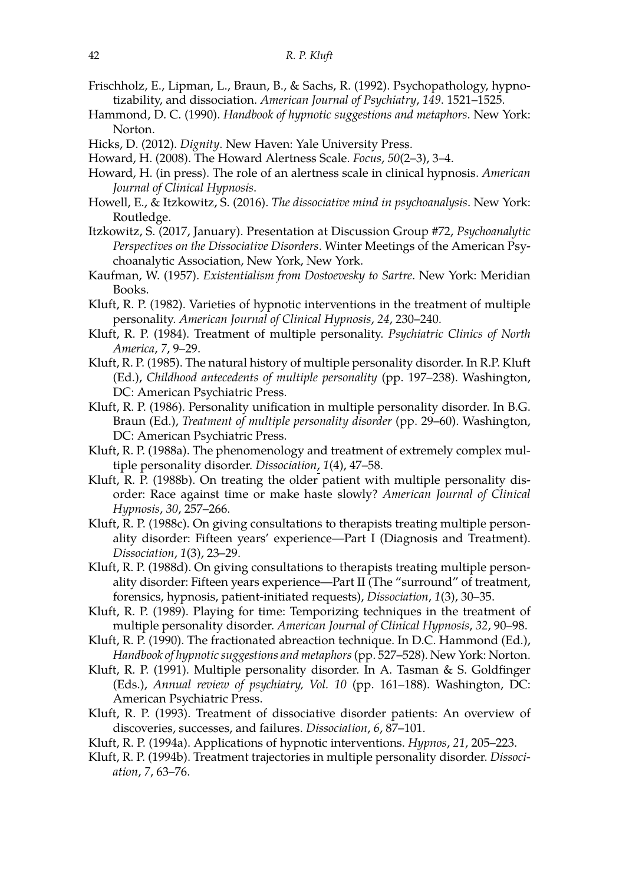Frischholz, E., Lipman, L., Braun, B., & Sachs, R. (1992). Psychopathology, hypnotizability, and dissociation. *American Journal of Psychiatry*, *149*. 1521–1525.

Hammond, D. C. (1990). *Handbook of hypnotic suggestions and metaphors*. New York: Norton.

Hicks, D. (2012). *Dignity*. New Haven: Yale University Press.

Howard, H. (2008). The Howard Alertness Scale. *Focus*, *50*(2–3), 3–4.

Howard, H. (in press). The role of an alertness scale in clinical hypnosis. *American Journal of Clinical Hypnosis*.

Howell, E., & Itzkowitz, S. (2016). *The dissociative mind in psychoanalysis*. New York: Routledge.

Itzkowitz, S. (2017, January). Presentation at Discussion Group #72, *Psychoanalytic Perspectives on the Dissociative Disorders*. Winter Meetings of the American Psychoanalytic Association, New York, New York.

Kaufman, W. (1957). *Existentialism from Dostoevesky to Sartre*. New York: Meridian Books.

Kluft, R. P. (1982). Varieties of hypnotic interventions in the treatment of multiple personality. *American Journal of Clinical Hypnosis*, *24*, 230–240.

Kluft, R. P. (1984). Treatment of multiple personality. *Psychiatric Clinics of North America*, *7*, 9–29.

Kluft, R. P. (1985). The natural history of multiple personality disorder. In R.P. Kluft (Ed.), *Childhood antecedents of multiple personality* (pp. 197–238). Washington, DC: American Psychiatric Press.

Kluft, R. P. (1986). Personality unification in multiple personality disorder. In B.G. Braun (Ed.), *Treatment of multiple personality disorder* (pp. 29–60). Washington, DC: American Psychiatric Press.

Kluft, R. P. (1988a). The phenomenology and treatment of extremely complex multiple personality disorder. *Dissociation*, *1*(4), 47–58.

Kluft, R. P. (1988b). On treating the older patient with multiple personality disorder: Race against time or make haste slowly? *American Journal of Clinical Hypnosis*, *30*, 257–266.

Kluft, R. P. (1988c). On giving consultations to therapists treating multiple personality disorder: Fifteen years' experience—Part I (Diagnosis and Treatment). *Dissociation*, *1*(3), 23–29.

Kluft, R. P. (1988d). On giving consultations to therapists treating multiple personality disorder: Fifteen years experience—Part II (The "surround" of treatment, forensics, hypnosis, patient-initiated requests), *Dissociation*, *1*(3), 30–35.

Kluft, R. P. (1989). Playing for time: Temporizing techniques in the treatment of multiple personality disorder. *American Journal of Clinical Hypnosis*, *32*, 90–98.

Kluft, R. P. (1990). The fractionated abreaction technique. In D.C. Hammond (Ed.), *Handbook of hypnotic suggestions and metaphors* (pp. 527–528). New York: Norton.

Kluft, R. P. (1991). Multiple personality disorder. In A. Tasman & S. Goldfinger (Eds.), *Annual review of psychiatry, Vol. 10* (pp. 161–188). Washington, DC: American Psychiatric Press.

Kluft, R. P. (1993). Treatment of dissociative disorder patients: An overview of discoveries, successes, and failures. *Dissociation*, *6*, 87–101.

Kluft, R. P. (1994a). Applications of hypnotic interventions. *Hypnos*, *21*, 205–223.

Kluft, R. P. (1994b). Treatment trajectories in multiple personality disorder. *Dissociation*, *7*, 63–76.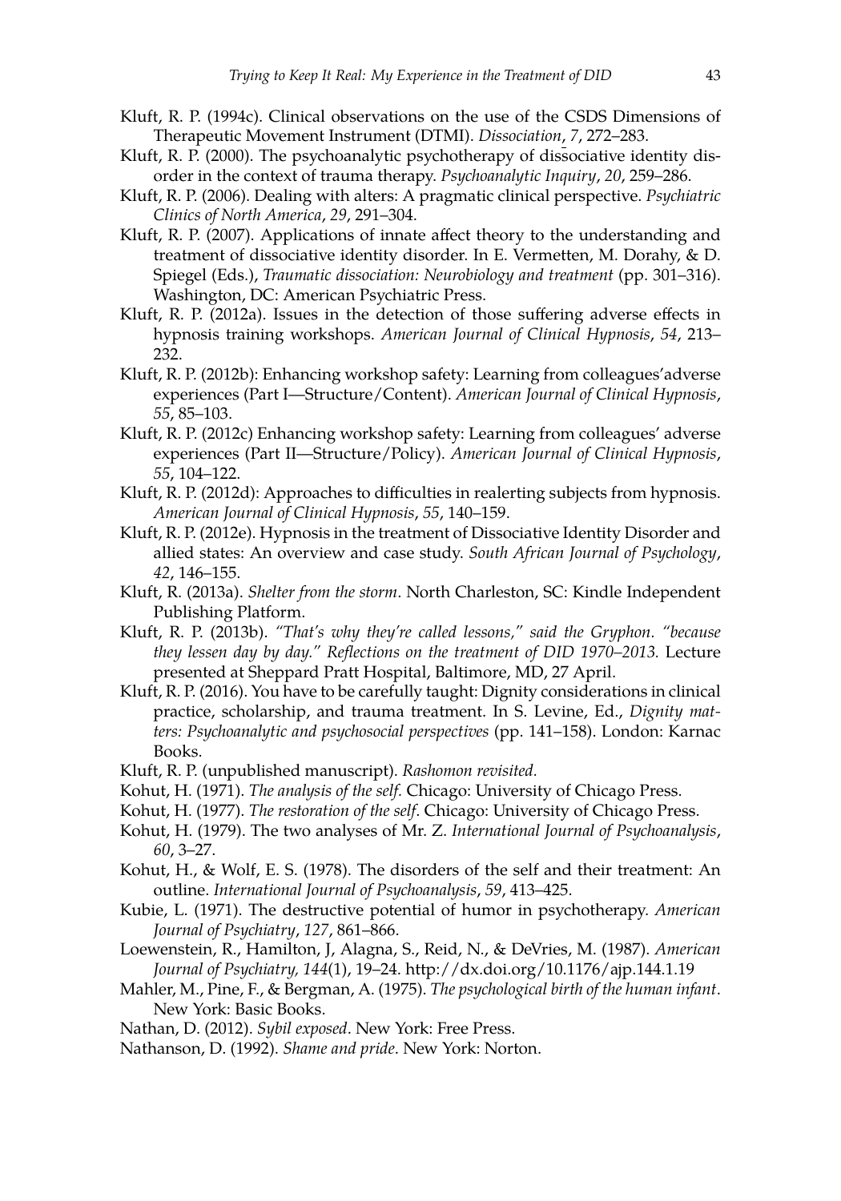Kluft, R. P. (1994c). Clinical observations on the use of the CSDS Dimensions of Therapeutic Movement Instrument (DTMI). *Dissociation*, *7*, 272–283.

Kluft, R. P. (2000). The psychoanalytic psychotherapy of dissociative identity disorder in the context of trauma therapy. *Psychoanalytic Inquiry*, *20*, 259–286.

Kluft, R. P. (2006). Dealing with alters: A pragmatic clinical perspective. *Psychiatric Clinics of North America*, *29*, 291–304.

Kluft, R. P. (2007). Applications of innate affect theory to the understanding and treatment of dissociative identity disorder. In E. Vermetten, M. Dorahy, & D. Spiegel (Eds.), *Traumatic dissociation: Neurobiology and treatment* (pp. 301–316). Washington, DC: American Psychiatric Press.

Kluft, R. P. (2012a). Issues in the detection of those suffering adverse effects in hypnosis training workshops. *American Journal of Clinical Hypnosis*, *54*, 213–232.

Kluft, R. P. (2012b): Enhancing workshop safety: Learning from colleagues'adverse experiences (Part I—Structure/Content). *American Journal of Clinical Hypnosis*, *55*, 85–103.

Kluft, R. P. (2012c) Enhancing workshop safety: Learning from colleagues' adverse experiences (Part II—Structure/Policy). *American Journal of Clinical Hypnosis*, *55*, 104–122.

Kluft, R. P. (2012d): Approaches to difficulties in realerting subjects from hypnosis. *American Journal of Clinical Hypnosis*, *55*, 140–159.

Kluft, R. P. (2012e). Hypnosis in the treatment of Dissociative Identity Disorder and allied states: An overview and case study. *South African Journal of Psychology*, *42*, 146–155.

Kluft, R. (2013a). *Shelter from the storm*. North Charleston, SC: Kindle Independent Publishing Platform.

Kluft, R. P. (2013b). *"That's why they're called lessons," said the Gryphon. "because they lessen day by day." Reflections on the treatment of DID 1970–2013.* Lecture presented at Sheppard Pratt Hospital, Baltimore, MD, 27 April.

Kluft, R. P. (2016). You have to be carefully taught: Dignity considerations in clinical practice, scholarship, and trauma treatment. In S. Levine, Ed., *Dignity matters: Psychoanalytic and psychosocial perspectives* (pp. 141–158). London: Karnac Books.

Kluft, R. P. (unpublished manuscript). *Rashomon revisited.*

Kohut, H. (1971). *The analysis of the self.* Chicago: University of Chicago Press.

Kohut, H. (1977). *The restoration of the self*. Chicago: University of Chicago Press.

Kohut, H. (1979). The two analyses of Mr. Z. *International Journal of Psychoanalysis*, *60*, 3–27.

Kohut, H., & Wolf, E. S. (1978). The disorders of the self and their treatment: An outline. *International Journal of Psychoanalysis*, *59*, 413–425.

Kubie, L. (1971). The destructive potential of humor in psychotherapy. *American Journal of Psychiatry*, *127*, 861–866.

Loewenstein, R., Hamilton, J, Alagna, S., Reid, N., & DeVries, M. (1987). *American Journal of Psychiatry, 144*(1), 19–24. http://dx.doi.org/10.1176/ajp.144.1.19

Mahler, M., Pine, F., & Bergman, A. (1975). *The psychological birth of the human infant*. New York: Basic Books.

Nathan, D. (2012). *Sybil exposed*. New York: Free Press.

Nathanson, D. (1992). *Shame and pride*. New York: Norton.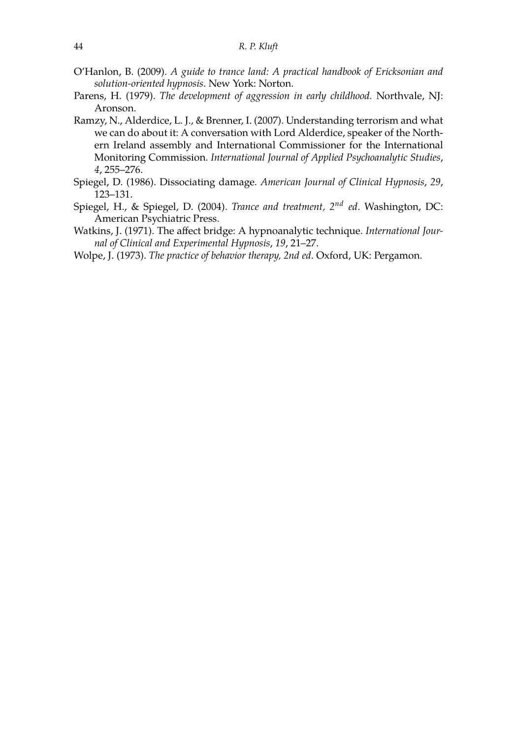O'Hanlon, B. (2009). *A guide to trance land: A practical handbook of Ericksonian and solution-oriented hypnosis*. New York: Norton.

Parens, H. (1979). *The development of aggression in early childhood.* Northvale, NJ: Aronson.

Ramzy, N., Alderdice, L. J., & Brenner, I. (2007). Understanding terrorism and what we can do about it: A conversation with Lord Alderdice, speaker of the Northern Ireland assembly and International Commissioner for the International Monitoring Commission. *International Journal of Applied Psychoanalytic Studies*, *4*, 255–276.

Spiegel, D. (1986). Dissociating damage. *American Journal of Clinical Hypnosis*, *29*, 123–131.

Spiegel, H., & Spiegel, D. (2004). *Trance and treatment, $2^{nd}$ ed*. Washington, DC: American Psychiatric Press.

Watkins, J. (1971). The affect bridge: A hypnoanalytic technique. *International Journal of Clinical and Experimental Hypnosis*, *19*, 21–27.

Wolpe, J. (1973). *The practice of behavior therapy, 2nd ed*. Oxford, UK: Pergamon.